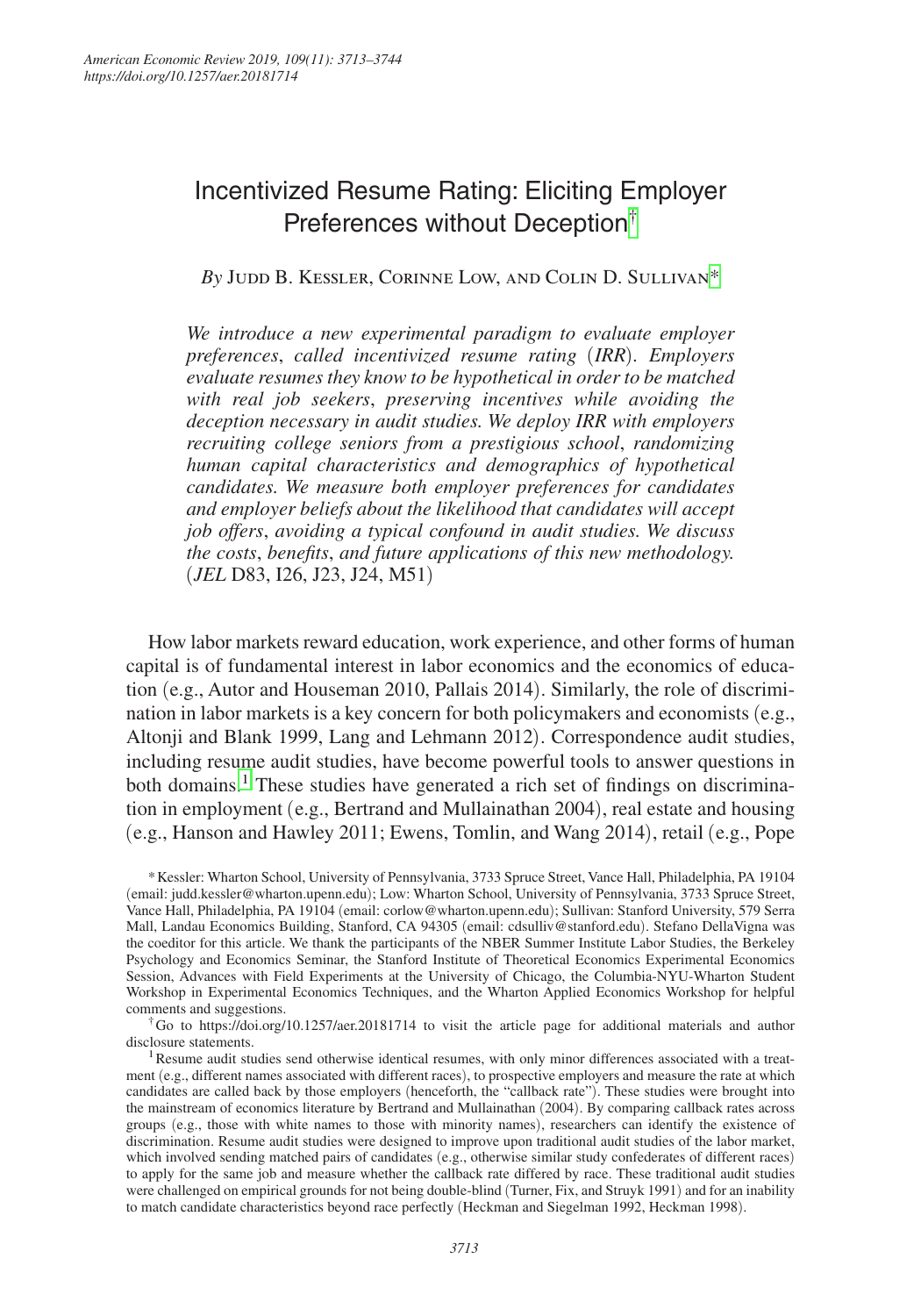# Incentivized Resume Rating: Eliciting Employer Preferences without Deception[†]

*By* Judd B. Kessler, Corinne Low, and Colin D. Sullivan[*]

*We introduce a new experimental paradigm to evaluate employer preferences, called incentivized resume rating (IRR). Employers evaluate resumes they know to be hypothetical in order to be matched with real job seekers, preserving incentives while avoiding the deception necessary in audit studies. We deploy IRR with employers recruiting college seniors from a prestigious school, randomizing human capital characteristics and demographics of hypothetical candidates. We measure both employer preferences for candidates and employer beliefs about the likelihood that candidates will accept job offers, avoiding a typical confound in audit studies. We discuss the costs, benefits, and future applications of this new methodology.* (*JEL* D83, I26, J23, J24, M51)

How labor markets reward education, work experience, and other forms of human capital is of fundamental interest in labor economics and the economics of education (e.g., Autor and Houseman 2010, Pallais 2014). Similarly, the role of discrimination in labor markets is a key concern for both policymakers and economists (e.g., Altonji and Blank 1999, Lang and Lehmann 2012). Correspondence audit studies, including resume audit studies, have become powerful tools to answer questions in both domains.[1] These studies have generated a rich set of findings on discrimination in employment (e.g., Bertrand and Mullainathan 2004), real estate and housing (e.g., Hanson and Hawley 2011; Ewens, Tomlin, and Wang 2014), retail (e.g., Pope

[*] Kessler: Wharton School, University of Pennsylvania, 3733 Spruce Street, Vance Hall, Philadelphia, PA 19104 (email: judd.kessler@wharton.upenn.edu); Low: Wharton School, University of Pennsylvania, 3733 Spruce Street, Vance Hall, Philadelphia, PA 19104 (email: corlow@wharton.upenn.edu); Sullivan: Stanford University, 579 Serra Mall, Landau Economics Building, Stanford, CA 94305 (email: cdsulliv@stanford.edu). Stefano DellaVigna was the coeditor for this article. We thank the participants of the NBER Summer Institute Labor Studies, the Berkeley Psychology and Economics Seminar, the Stanford Institute of Theoretical Economics Experimental Economics Session, Advances with Field Experiments at the University of Chicago, the Columbia-NYU-Wharton Student Workshop in Experimental Economics Techniques, and the Wharton Applied Economics Workshop for helpful comments and suggestions.

[†] Go to https://doi.org/10.1257/aer.20181714 to visit the article page for additional materials and author disclosure statements.

[1] Resume audit studies send otherwise identical resumes, with only minor differences associated with a treatment (e.g., different names associated with different races), to prospective employers and measure the rate at which candidates are called back by those employers (henceforth, the "callback rate"). These studies were brought into the mainstream of economics literature by Bertrand and Mullainathan (2004). By comparing callback rates across groups (e.g., those with white names to those with minority names), researchers can identify the existence of discrimination. Resume audit studies were designed to improve upon traditional audit studies of the labor market, which involved sending matched pairs of candidates (e.g., otherwise similar study confederates of different races) to apply for the same job and measure whether the callback rate differed by race. These traditional audit studies were challenged on empirical grounds for not being double-blind (Turner, Fix, and Struyk 1991) and for an inability to match candidate characteristics beyond race perfectly (Heckman and Siegelman 1992, Heckman 1998).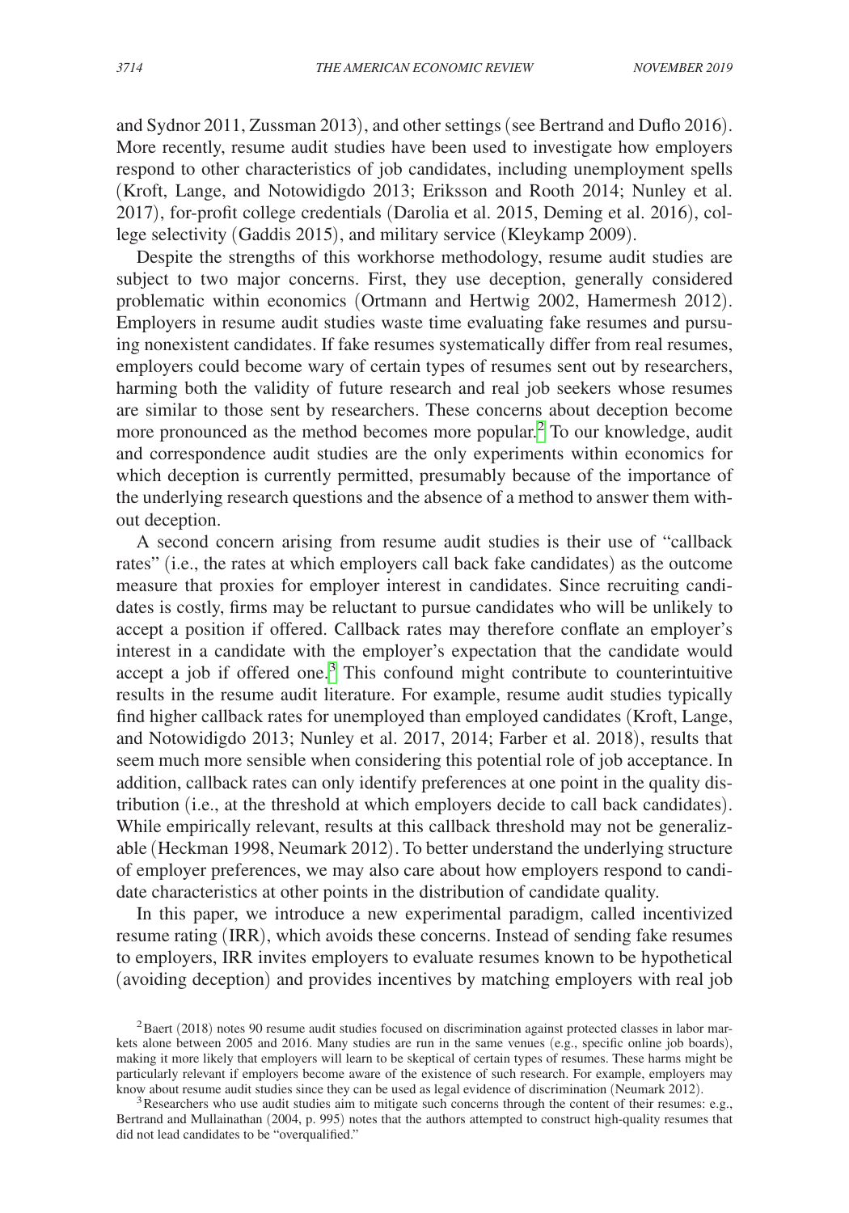and Sydnor 2011, Zussman 2013), and other settings (see Bertrand and Duflo 2016). More recently, resume audit studies have been used to investigate how employers respond to other characteristics of job candidates, including unemployment spells (Kroft, Lange, and Notowidigdo 2013; Eriksson and Rooth 2014; Nunley et al. 2017), for-profit college credentials (Darolia et al. 2015, Deming et al. 2016), college selectivity (Gaddis 2015), and military service (Kleykamp 2009).

Despite the strengths of this workhorse methodology, resume audit studies are subject to two major concerns. First, they use deception, generally considered problematic within economics (Ortmann and Hertwig 2002, Hamermesh 2012). Employers in resume audit studies waste time evaluating fake resumes and pursuing nonexistent candidates. If fake resumes systematically differ from real resumes, employers could become wary of certain types of resumes sent out by researchers, harming both the validity of future research and real job seekers whose resumes are similar to those sent by researchers. These concerns about deception become more pronounced as the method becomes more popular.[2] To our knowledge, audit and correspondence audit studies are the only experiments within economics for which deception is currently permitted, presumably because of the importance of the underlying research questions and the absence of a method to answer them without deception.

A second concern arising from resume audit studies is their use of "callback rates" (i.e., the rates at which employers call back fake candidates) as the outcome measure that proxies for employer interest in candidates. Since recruiting candidates is costly, firms may be reluctant to pursue candidates who will be unlikely to accept a position if offered. Callback rates may therefore conflate an employer's interest in a candidate with the employer's expectation that the candidate would accept a job if offered one.[3] This confound might contribute to counterintuitive results in the resume audit literature. For example, resume audit studies typically find higher callback rates for unemployed than employed candidates (Kroft, Lange, and Notowidigdo 2013; Nunley et al. 2017, 2014; Farber et al. 2018), results that seem much more sensible when considering this potential role of job acceptance. In addition, callback rates can only identify preferences at one point in the quality distribution (i.e., at the threshold at which employers decide to call back candidates). While empirically relevant, results at this callback threshold may not be generalizable (Heckman 1998, Neumark 2012). To better understand the underlying structure of employer preferences, we may also care about how employers respond to candidate characteristics at other points in the distribution of candidate quality.

In this paper, we introduce a new experimental paradigm, called incentivized resume rating (IRR), which avoids these concerns. Instead of sending fake resumes to employers, IRR invites employers to evaluate resumes known to be hypothetical (avoiding deception) and provides incentives by matching employers with real job

[2] Baert (2018) notes 90 resume audit studies focused on discrimination against protected classes in labor markets alone between 2005 and 2016. Many studies are run in the same venues (e.g., specific online job boards), making it more likely that employers will learn to be skeptical of certain types of resumes. These harms might be particularly relevant if employers become aware of the existence of such research. For example, employers may know about resume audit studies since they can be used as legal evidence of discrimination (Neumark 2012).

[3] Researchers who use audit studies aim to mitigate such concerns through the content of their resumes: e.g., Bertrand and Mullainathan (2004, p. 995) notes that the authors attempted to construct high-quality resumes that did not lead candidates to be "overqualified."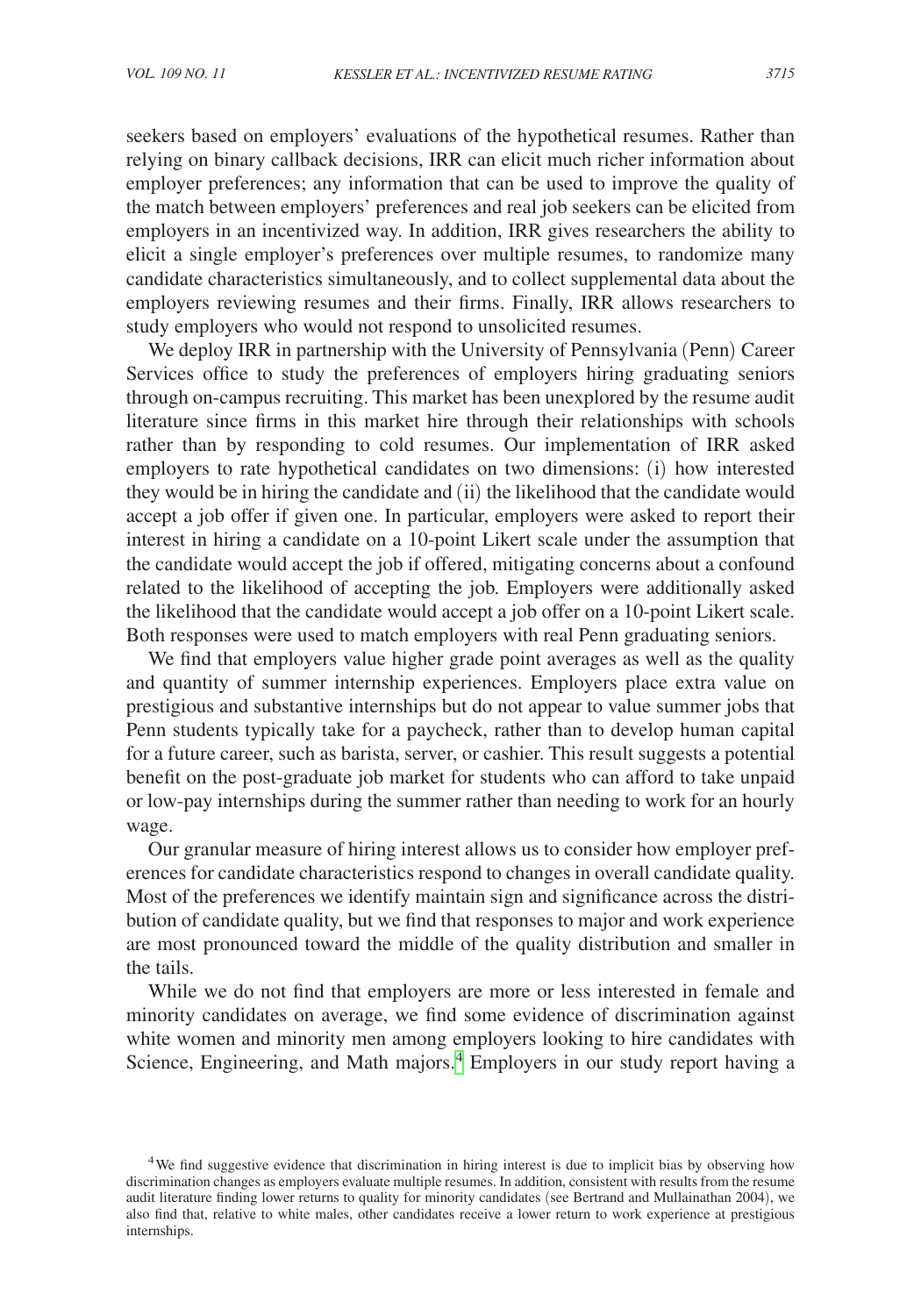seekers based on employers' evaluations of the hypothetical resumes. Rather than relying on binary callback decisions, IRR can elicit much richer information about employer preferences; any information that can be used to improve the quality of the match between employers' preferences and real job seekers can be elicited from employers in an incentivized way. In addition, IRR gives researchers the ability to elicit a single employer's preferences over multiple resumes, to randomize many candidate characteristics simultaneously, and to collect supplemental data about the employers reviewing resumes and their firms. Finally, IRR allows researchers to study employers who would not respond to unsolicited resumes.

We deploy IRR in partnership with the University of Pennsylvania (Penn) Career Services office to study the preferences of employers hiring graduating seniors through on-campus recruiting. This market has been unexplored by the resume audit literature since firms in this market hire through their relationships with schools rather than by responding to cold resumes. Our implementation of IRR asked employers to rate hypothetical candidates on two dimensions: (i) how interested they would be in hiring the candidate and (ii) the likelihood that the candidate would accept a job offer if given one. In particular, employers were asked to report their interest in hiring a candidate on a 10-point Likert scale under the assumption that the candidate would accept the job if offered, mitigating concerns about a confound related to the likelihood of accepting the job. Employers were additionally asked the likelihood that the candidate would accept a job offer on a 10-point Likert scale. Both responses were used to match employers with real Penn graduating seniors.

We find that employers value higher grade point averages as well as the quality and quantity of summer internship experiences. Employers place extra value on prestigious and substantive internships but do not appear to value summer jobs that Penn students typically take for a paycheck, rather than to develop human capital for a future career, such as barista, server, or cashier. This result suggests a potential benefit on the post-graduate job market for students who can afford to take unpaid or low-pay internships during the summer rather than needing to work for an hourly wage.

Our granular measure of hiring interest allows us to consider how employer preferences for candidate characteristics respond to changes in overall candidate quality. Most of the preferences we identify maintain sign and significance across the distribution of candidate quality, but we find that responses to major and work experience are most pronounced toward the middle of the quality distribution and smaller in the tails.

While we do not find that employers are more or less interested in female and minority candidates on average, we find some evidence of discrimination against white women and minority men among employers looking to hire candidates with Science, Engineering, and Math majors.[4] Employers in our study report having a

[4] We find suggestive evidence that discrimination in hiring interest is due to implicit bias by observing how discrimination changes as employers evaluate multiple resumes. In addition, consistent with results from the resume audit literature finding lower returns to quality for minority candidates (see Bertrand and Mullainathan 2004), we also find that, relative to white males, other candidates receive a lower return to work experience at prestigious internships.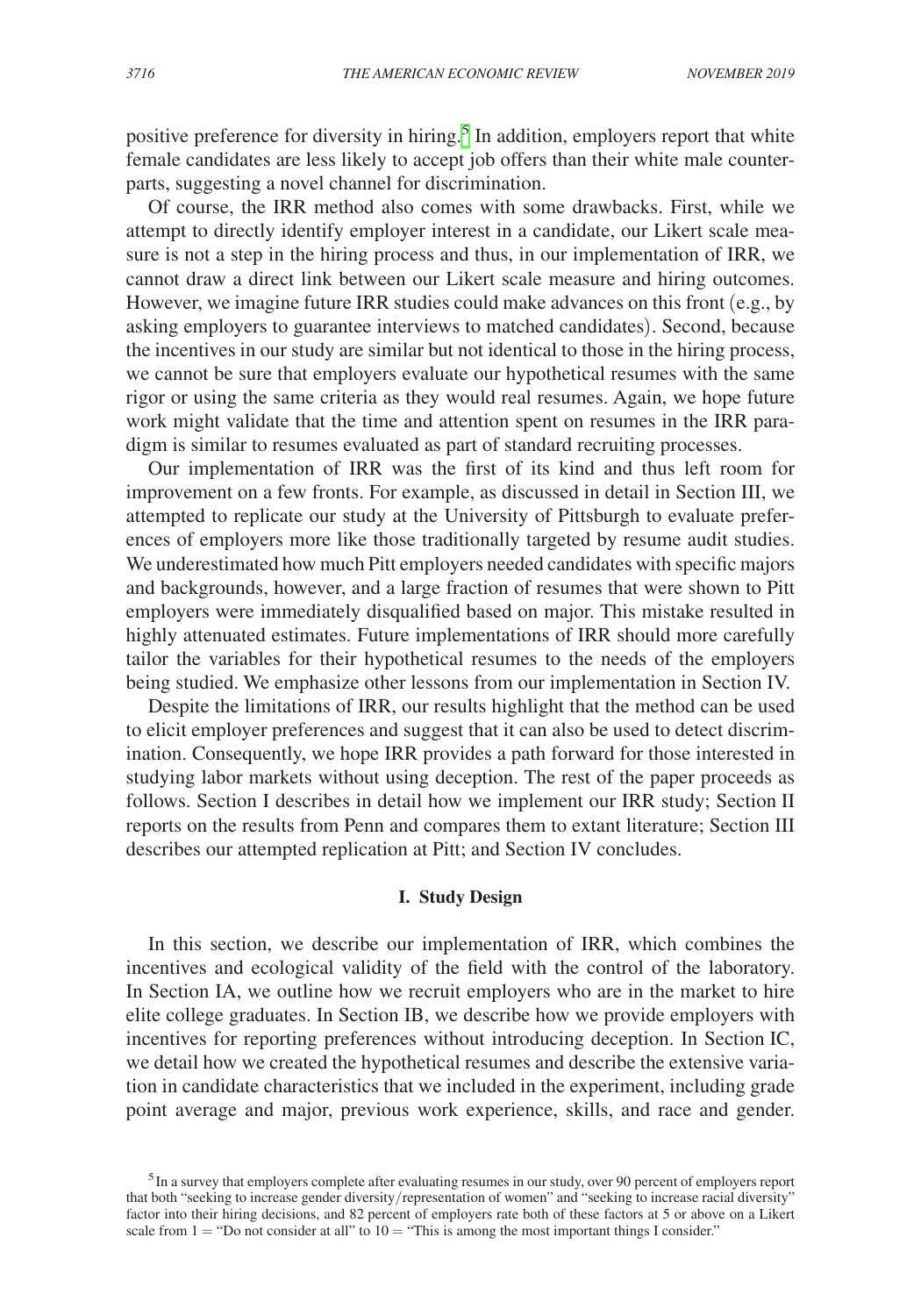positive preference for diversity in hiring.[5] In addition, employers report that white female candidates are less likely to accept job offers than their white male counterparts, suggesting a novel channel for discrimination.

Of course, the IRR method also comes with some drawbacks. First, while we attempt to directly identify employer interest in a candidate, our Likert scale measure is not a step in the hiring process and thus, in our implementation of IRR, we cannot draw a direct link between our Likert scale measure and hiring outcomes. However, we imagine future IRR studies could make advances on this front (e.g., by asking employers to guarantee interviews to matched candidates). Second, because the incentives in our study are similar but not identical to those in the hiring process, we cannot be sure that employers evaluate our hypothetical resumes with the same rigor or using the same criteria as they would real resumes. Again, we hope future work might validate that the time and attention spent on resumes in the IRR paradigm is similar to resumes evaluated as part of standard recruiting processes.

Our implementation of IRR was the first of its kind and thus left room for improvement on a few fronts. For example, as discussed in detail in Section III, we attempted to replicate our study at the University of Pittsburgh to evaluate preferences of employers more like those traditionally targeted by resume audit studies. We underestimated how much Pitt employers needed candidates with specific majors and backgrounds, however, and a large fraction of resumes that were shown to Pitt employers were immediately disqualified based on major. This mistake resulted in highly attenuated estimates. Future implementations of IRR should more carefully tailor the variables for their hypothetical resumes to the needs of the employers being studied. We emphasize other lessons from our implementation in Section IV.

Despite the limitations of IRR, our results highlight that the method can be used to elicit employer preferences and suggest that it can also be used to detect discrimination. Consequently, we hope IRR provides a path forward for those interested in studying labor markets without using deception. The rest of the paper proceeds as follows. Section I describes in detail how we implement our IRR study; Section II reports on the results from Penn and compares them to extant literature; Section III describes our attempted replication at Pitt; and Section IV concludes.

## I. Study Design

In this section, we describe our implementation of IRR, which combines the incentives and ecological validity of the field with the control of the laboratory. In Section IA, we outline how we recruit employers who are in the market to hire elite college graduates. In Section IB, we describe how we provide employers with incentives for reporting preferences without introducing deception. In Section IC, we detail how we created the hypothetical resumes and describe the extensive variation in candidate characteristics that we included in the experiment, including grade point average and major, previous work experience, skills, and race and gender.

[5] In a survey that employers complete after evaluating resumes in our study, over 90 percent of employers report that both "seeking to increase gender diversity/representation of women" and "seeking to increase racial diversity" factor into their hiring decisions, and 82 percent of employers rate both of these factors at 5 or above on a Likert scale from 1 = "Do not consider at all" to 10 = "This is among the most important things I consider."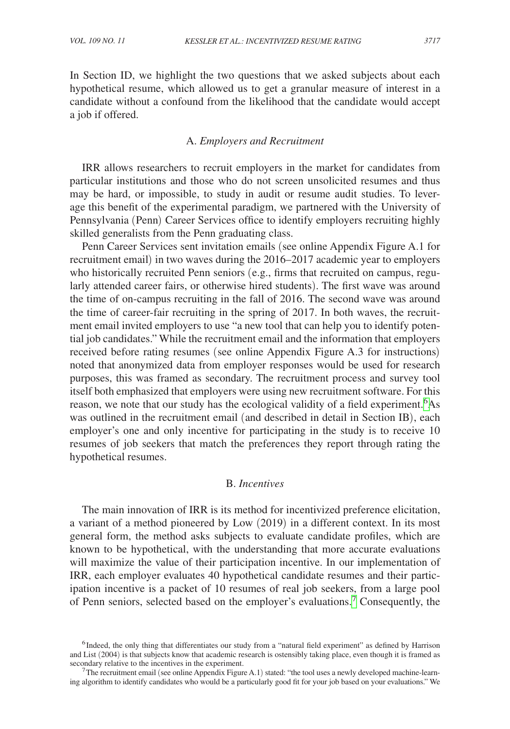In Section ID, we highlight the two questions that we asked subjects about each hypothetical resume, which allowed us to get a granular measure of interest in a candidate without a confound from the likelihood that the candidate would accept a job if offered.

### A. *Employers and Recruitment*

IRR allows researchers to recruit employers in the market for candidates from particular institutions and those who do not screen unsolicited resumes and thus may be hard, or impossible, to study in audit or resume audit studies. To leverage this benefit of the experimental paradigm, we partnered with the University of Pennsylvania (Penn) Career Services office to identify employers recruiting highly skilled generalists from the Penn graduating class.

Penn Career Services sent invitation emails (see online Appendix Figure A.1 for recruitment email) in two waves during the 2016–2017 academic year to employers who historically recruited Penn seniors (e.g., firms that recruited on campus, regularly attended career fairs, or otherwise hired students). The first wave was around the time of on-campus recruiting in the fall of 2016. The second wave was around the time of career-fair recruiting in the spring of 2017. In both waves, the recruitment email invited employers to use "a new tool that can help you to identify potential job candidates." While the recruitment email and the information that employers received before rating resumes (see online Appendix Figure A.3 for instructions) noted that anonymized data from employer responses would be used for research purposes, this was framed as secondary. The recruitment process and survey tool itself both emphasized that employers were using new recruitment software. For this reason, we note that our study has the ecological validity of a field experiment.[6] As was outlined in the recruitment email (and described in detail in Section IB), each employer's one and only incentive for participating in the study is to receive 10 resumes of job seekers that match the preferences they report through rating the hypothetical resumes.

### B. *Incentives*

The main innovation of IRR is its method for incentivized preference elicitation, a variant of a method pioneered by Low (2019) in a different context. In its most general form, the method asks subjects to evaluate candidate profiles, which are known to be hypothetical, with the understanding that more accurate evaluations will maximize the value of their participation incentive. In our implementation of IRR, each employer evaluates 40 hypothetical candidate resumes and their participation incentive is a packet of 10 resumes of real job seekers, from a large pool of Penn seniors, selected based on the employer's evaluations.[7] Consequently, the

[6] Indeed, the only thing that differentiates our study from a "natural field experiment" as defined by Harrison and List (2004) is that subjects know that academic research is ostensibly taking place, even though it is framed as secondary relative to the incentives in the experiment.

[7] The recruitment email (see online Appendix Figure A.1) stated: "the tool uses a newly developed machine-learning algorithm to identify candidates who would be a particularly good fit for your job based on your evaluations." We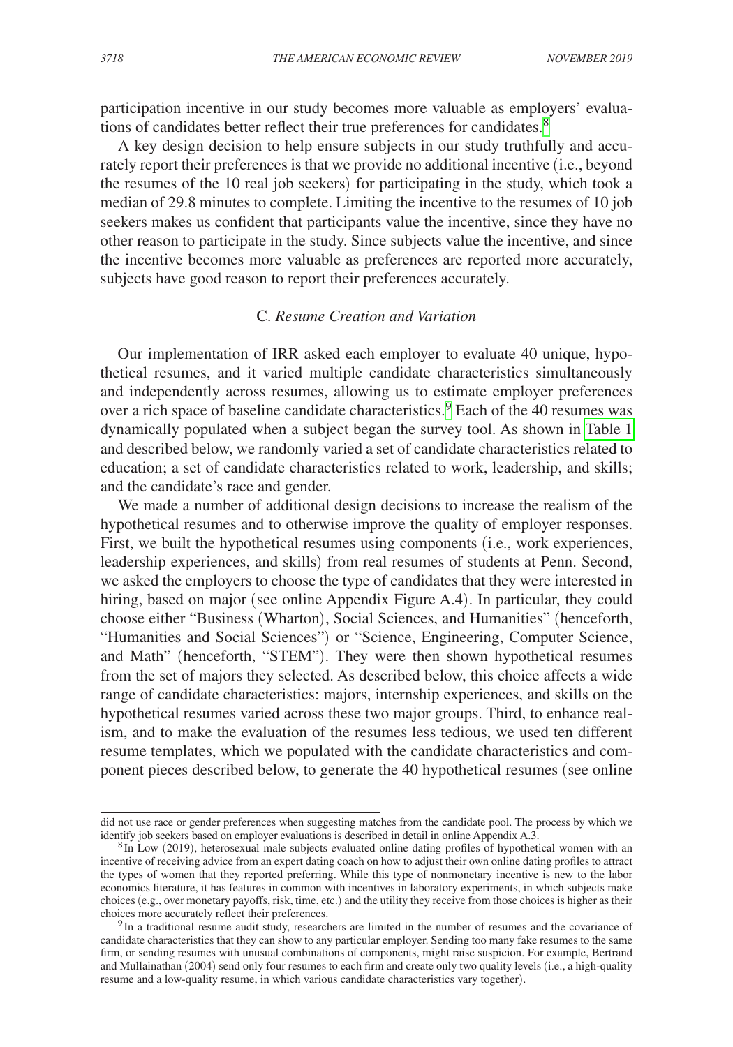participation incentive in our study becomes more valuable as employers' evaluations of candidates better reflect their true preferences for candidates.[8]

A key design decision to help ensure subjects in our study truthfully and accurately report their preferences is that we provide no additional incentive (i.e., beyond the resumes of the 10 real job seekers) for participating in the study, which took a median of 29.8 minutes to complete. Limiting the incentive to the resumes of 10 job seekers makes us confident that participants value the incentive, since they have no other reason to participate in the study. Since subjects value the incentive, and since the incentive becomes more valuable as preferences are reported more accurately, subjects have good reason to report their preferences accurately.

### C. *Resume Creation and Variation*

Our implementation of IRR asked each employer to evaluate 40 unique, hypothetical resumes, and it varied multiple candidate characteristics simultaneously and independently across resumes, allowing us to estimate employer preferences over a rich space of baseline candidate characteristics.[9] Each of the 40 resumes was dynamically populated when a subject began the survey tool. As shown in Table 1 and described below, we randomly varied a set of candidate characteristics related to education; a set of candidate characteristics related to work, leadership, and skills; and the candidate's race and gender.

We made a number of additional design decisions to increase the realism of the hypothetical resumes and to otherwise improve the quality of employer responses. First, we built the hypothetical resumes using components (i.e., work experiences, leadership experiences, and skills) from real resumes of students at Penn. Second, we asked the employers to choose the type of candidates that they were interested in hiring, based on major (see online Appendix Figure A.4). In particular, they could choose either "Business (Wharton), Social Sciences, and Humanities" (henceforth, "Humanities and Social Sciences") or "Science, Engineering, Computer Science, and Math" (henceforth, "STEM"). They were then shown hypothetical resumes from the set of majors they selected. As described below, this choice affects a wide range of candidate characteristics: majors, internship experiences, and skills on the hypothetical resumes varied across these two major groups. Third, to enhance realism, and to make the evaluation of the resumes less tedious, we used ten different resume templates, which we populated with the candidate characteristics and component pieces described below, to generate the 40 hypothetical resumes (see online

did not use race or gender preferences when suggesting matches from the candidate pool. The process by which we identify job seekers based on employer evaluations is described in detail in online Appendix A.3.

[8] In Low (2019), heterosexual male subjects evaluated online dating profiles of hypothetical women with an incentive of receiving advice from an expert dating coach on how to adjust their own online dating profiles to attract the types of women that they reported preferring. While this type of nonmonetary incentive is new to the labor economics literature, it has features in common with incentives in laboratory experiments, in which subjects make choices (e.g., over monetary payoffs, risk, time, etc.) and the utility they receive from those choices is higher as their choices more accurately reflect their preferences.

[9] In a traditional resume audit study, researchers are limited in the number of resumes and the covariance of candidate characteristics that they can show to any particular employer. Sending too many fake resumes to the same firm, or sending resumes with unusual combinations of components, might raise suspicion. For example, Bertrand and Mullainathan (2004) send only four resumes to each firm and create only two quality levels (i.e., a high-quality resume and a low-quality resume, in which various candidate characteristics vary together).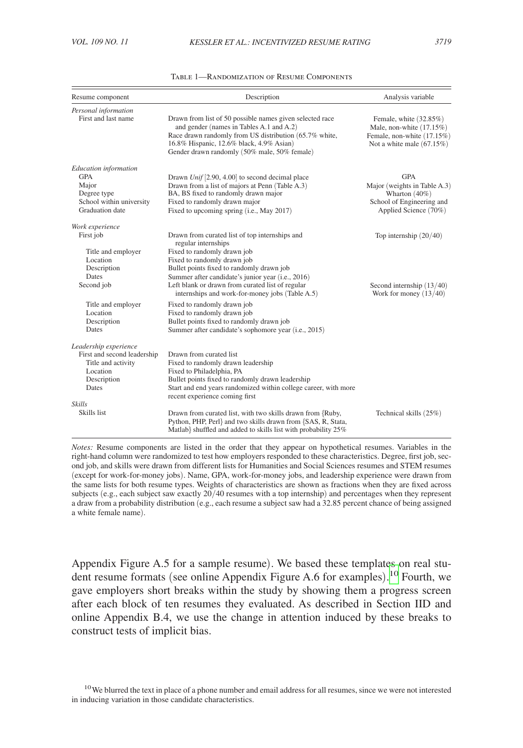Table 1—Randomization of Resume Components

| Resume component | Description | Analysis variable |
|---|---|---|
| *Personal information* | | |
| First and last name | Drawn from list of 50 possible names given selected race and gender (names in Tables A.1 and A.2) Race drawn randomly from US distribution (65.7% white, 16.8% Hispanic, 12.6% black, 4.9% Asian) Gender drawn randomly (50% male, 50% female) | Female, white (32.85%) Male, non-white (17.15%) Female, non-white (17.15%) Not a white male (67.15%) |
| *Education information* | | |
| GPA | Drawn *Unif* [2.90, 4.00] to second decimal place | GPA |
| Major | Drawn from a list of majors at Penn (Table A.3) | Major (weights in Table A.3) |
| Degree type | BA, BS fixed to randomly drawn major | Wharton (40%) |
| School within university | Fixed to randomly drawn major | School of Engineering and |
| Graduation date | Fixed to upcoming spring (i.e., May 2017) | Applied Science (70%) |
| *Work experience* | | |
| First job | Drawn from curated list of top internships and regular internships | Top internship (20/40) |
| Title and employer | Fixed to randomly drawn job | |
| Location | Fixed to randomly drawn job | |
| Description | Bullet points fixed to randomly drawn job | |
| Dates | Summer after candidate's junior year (i.e., 2016) | |
| Second job | Left blank or drawn from curated list of regular internships and work-for-money jobs (Table A.5) | Second internship (13/40) Work for money (13/40) |
| Title and employer | Fixed to randomly drawn job | |
| Location | Fixed to randomly drawn job | |
| Description | Bullet points fixed to randomly drawn job | |
| Dates | Summer after candidate's sophomore year (i.e., 2015) | |
| *Leadership experience* | | |
| First and second leadership | Drawn from curated list | |
| Title and activity | Fixed to randomly drawn leadership | |
| Location | Fixed to Philadelphia, PA | |
| Description | Bullet points fixed to randomly drawn leadership | |
| Dates | Start and end years randomized within college career, with more recent experience coming first | |
| *Skills* | | |
| Skills list | Drawn from curated list, with two skills drawn from {Ruby, Python, PHP, Perl} and two skills drawn from {SAS, R, Stata, Matlab} shuffled and added to skills list with probability 25% | Technical skills (25%) |

*Notes:* Resume components are listed in the order that they appear on hypothetical resumes. Variables in the right-hand column were randomized to test how employers responded to these characteristics. Degree, first job, second job, and skills were drawn from different lists for Humanities and Social Sciences resumes and STEM resumes (except for work-for-money jobs). Name, GPA, work-for-money jobs, and leadership experience were drawn from the same lists for both resume types. Weights of characteristics are shown as fractions when they are fixed across subjects (e.g., each subject saw exactly 20/40 resumes with a top internship) and percentages when they represent a draw from a probability distribution (e.g., each resume a subject saw had a 32.85 percent chance of being assigned a white female name).

Appendix Figure A.5 for a sample resume). We based these templates on real student resume formats (see online Appendix Figure A.6 for examples).[10] Fourth, we gave employers short breaks within the study by showing them a progress screen after each block of ten resumes they evaluated. As described in Section IID and online Appendix B.4, we use the change in attention induced by these breaks to construct tests of implicit bias.

[10] We blurred the text in place of a phone number and email address for all resumes, since we were not interested in inducing variation in those candidate characteristics.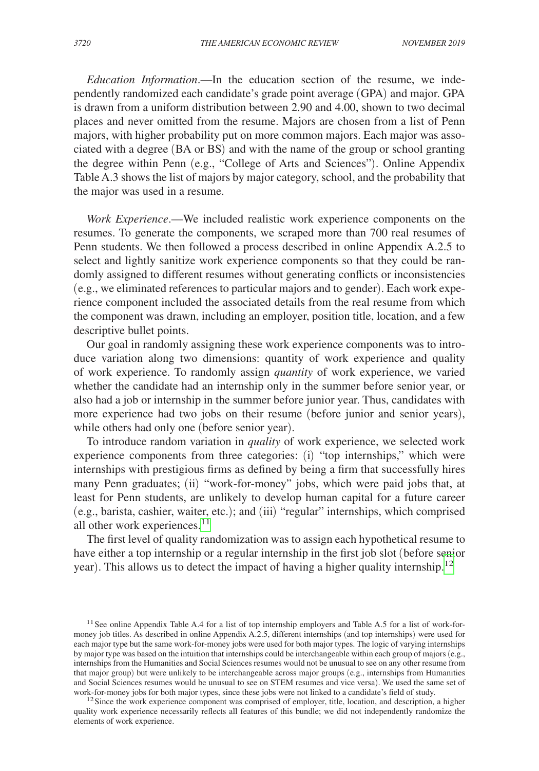*Education Information*.—In the education section of the resume, we independently randomized each candidate's grade point average (GPA) and major. GPA is drawn from a uniform distribution between 2.90 and 4.00, shown to two decimal places and never omitted from the resume. Majors are chosen from a list of Penn majors, with higher probability put on more common majors. Each major was associated with a degree (BA or BS) and with the name of the group or school granting the degree within Penn (e.g., "College of Arts and Sciences"). Online Appendix Table A.3 shows the list of majors by major category, school, and the probability that the major was used in a resume.

*Work Experience*.—We included realistic work experience components on the resumes. To generate the components, we scraped more than 700 real resumes of Penn students. We then followed a process described in online Appendix A.2.5 to select and lightly sanitize work experience components so that they could be randomly assigned to different resumes without generating conflicts or inconsistencies (e.g., we eliminated references to particular majors and to gender). Each work experience component included the associated details from the real resume from which the component was drawn, including an employer, position title, location, and a few descriptive bullet points.

Our goal in randomly assigning these work experience components was to introduce variation along two dimensions: quantity of work experience and quality of work experience. To randomly assign *quantity* of work experience, we varied whether the candidate had an internship only in the summer before senior year, or also had a job or internship in the summer before junior year. Thus, candidates with more experience had two jobs on their resume (before junior and senior years), while others had only one (before senior year).

To introduce random variation in *quality* of work experience, we selected work experience components from three categories: (i) "top internships," which were internships with prestigious firms as defined by being a firm that successfully hires many Penn graduates; (ii) "work-for-money" jobs, which were paid jobs that, at least for Penn students, are unlikely to develop human capital for a future career (e.g., barista, cashier, waiter, etc.); and (iii) "regular" internships, which comprised all other work experiences.[11]

The first level of quality randomization was to assign each hypothetical resume to have either a top internship or a regular internship in the first job slot (before senior year). This allows us to detect the impact of having a higher quality internship.[12]

[11] See online Appendix Table A.4 for a list of top internship employers and Table A.5 for a list of work-for-money job titles. As described in online Appendix A.2.5, different internships (and top internships) were used for each major type but the same work-for-money jobs were used for both major types. The logic of varying internships by major type was based on the intuition that internships could be interchangeable within each group of majors (e.g., internships from the Humanities and Social Sciences resumes would not be unusual to see on any other resume from that major group) but were unlikely to be interchangeable across major groups (e.g., internships from Humanities and Social Sciences resumes would be unusual to see on STEM resumes and vice versa). We used the same set of work-for-money jobs for both major types, since these jobs were not linked to a candidate's field of study.

[12] Since the work experience component was comprised of employer, title, location, and description, a higher quality work experience necessarily reflects all features of this bundle; we did not independently randomize the elements of work experience.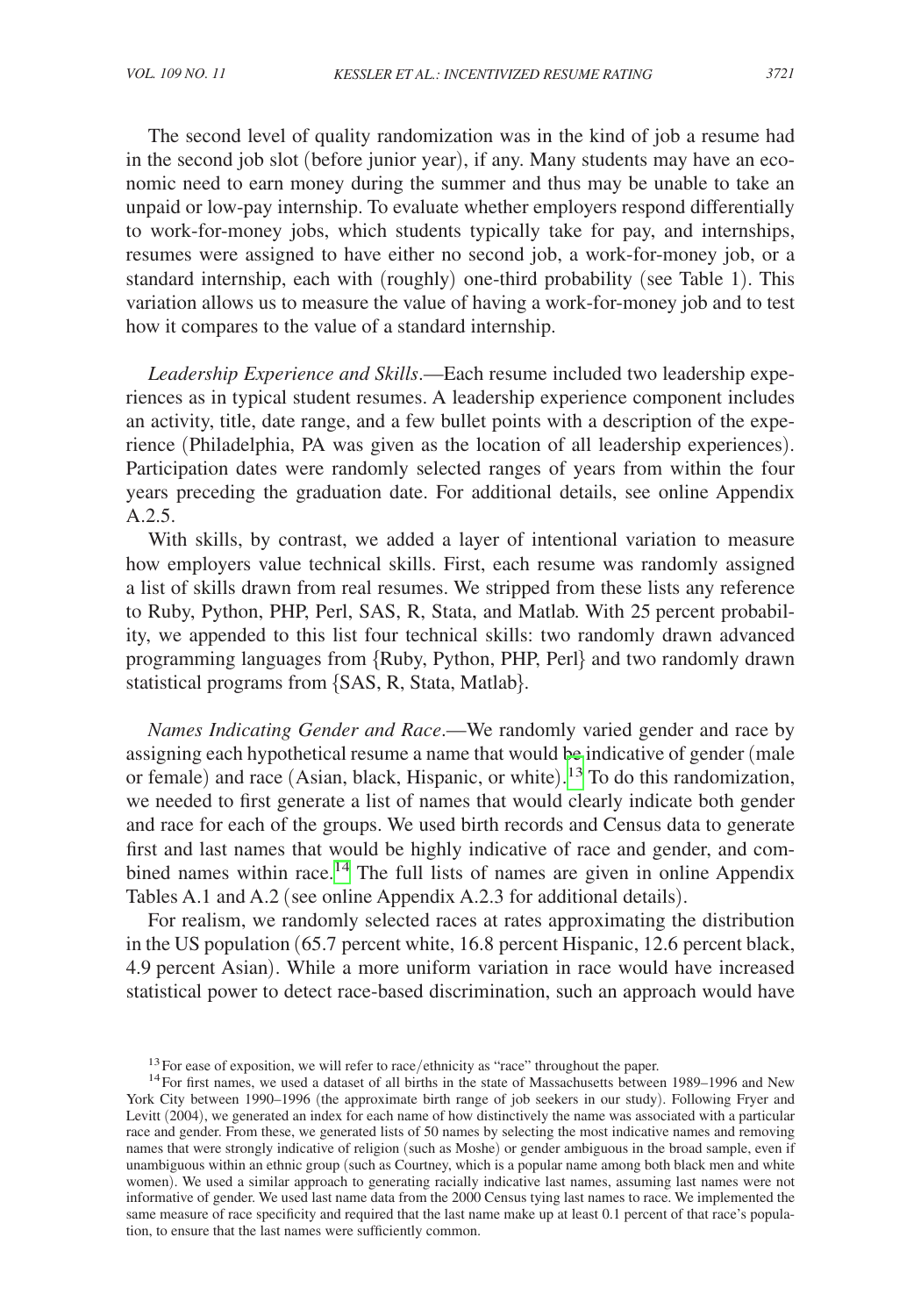The second level of quality randomization was in the kind of job a resume had in the second job slot (before junior year), if any. Many students may have an economic need to earn money during the summer and thus may be unable to take an unpaid or low-pay internship. To evaluate whether employers respond differentially to work-for-money jobs, which students typically take for pay, and internships, resumes were assigned to have either no second job, a work-for-money job, or a standard internship, each with (roughly) one-third probability (see Table 1). This variation allows us to measure the value of having a work-for-money job and to test how it compares to the value of a standard internship.

*Leadership Experience and Skills*.—Each resume included two leadership experiences as in typical student resumes. A leadership experience component includes an activity, title, date range, and a few bullet points with a description of the experience (Philadelphia, PA was given as the location of all leadership experiences). Participation dates were randomly selected ranges of years from within the four years preceding the graduation date. For additional details, see online Appendix A.2.5.

With skills, by contrast, we added a layer of intentional variation to measure how employers value technical skills. First, each resume was randomly assigned a list of skills drawn from real resumes. We stripped from these lists any reference to Ruby, Python, PHP, Perl, SAS, R, Stata, and Matlab. With 25 percent probability, we appended to this list four technical skills: two randomly drawn advanced programming languages from {Ruby, Python, PHP, Perl} and two randomly drawn statistical programs from {SAS, R, Stata, Matlab}.

*Names Indicating Gender and Race*.—We randomly varied gender and race by assigning each hypothetical resume a name that would be indicative of gender (male or female) and race (Asian, black, Hispanic, or white).[13] To do this randomization, we needed to first generate a list of names that would clearly indicate both gender and race for each of the groups. We used birth records and Census data to generate first and last names that would be highly indicative of race and gender, and combined names within race.[14] The full lists of names are given in online Appendix Tables A.1 and A.2 (see online Appendix A.2.3 for additional details).

For realism, we randomly selected races at rates approximating the distribution in the US population (65.7 percent white, 16.8 percent Hispanic, 12.6 percent black, 4.9 percent Asian). While a more uniform variation in race would have increased statistical power to detect race-based discrimination, such an approach would have

[13] For ease of exposition, we will refer to race/ethnicity as "race" throughout the paper.

[14] For first names, we used a dataset of all births in the state of Massachusetts between 1989–1996 and New York City between 1990–1996 (the approximate birth range of job seekers in our study). Following Fryer and Levitt (2004), we generated an index for each name of how distinctively the name was associated with a particular race and gender. From these, we generated lists of 50 names by selecting the most indicative names and removing names that were strongly indicative of religion (such as Moshe) or gender ambiguous in the broad sample, even if unambiguous within an ethnic group (such as Courtney, which is a popular name among both black men and white women). We used a similar approach to generating racially indicative last names, assuming last names were not informative of gender. We used last name data from the 2000 Census tying last names to race. We implemented the same measure of race specificity and required that the last name make up at least 0.1 percent of that race's population, to ensure that the last names were sufficiently common.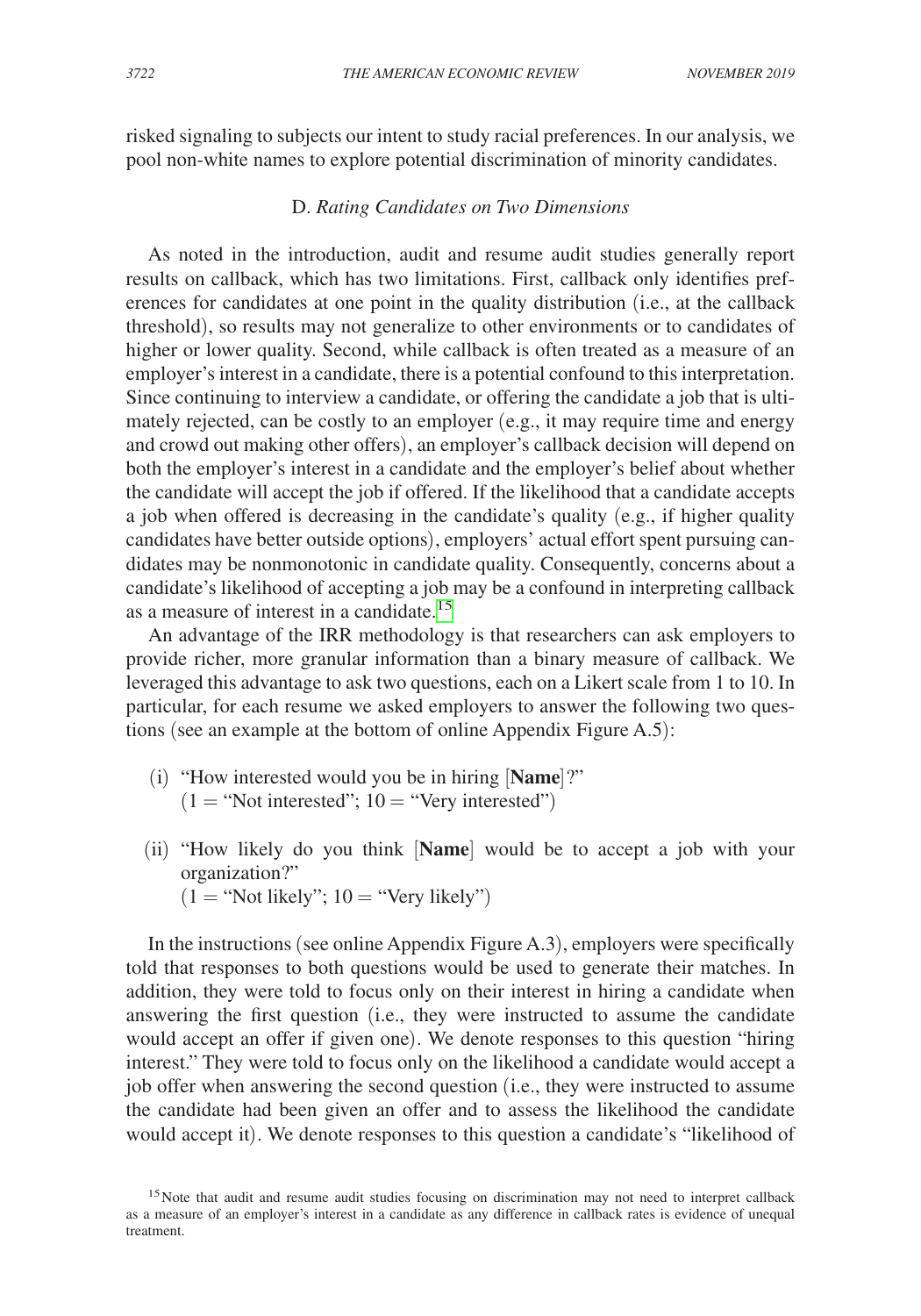risked signaling to subjects our intent to study racial preferences. In our analysis, we pool non-white names to explore potential discrimination of minority candidates.

### D. *Rating Candidates on Two Dimensions*

As noted in the introduction, audit and resume audit studies generally report results on callback, which has two limitations. First, callback only identifies preferences for candidates at one point in the quality distribution (i.e., at the callback threshold), so results may not generalize to other environments or to candidates of higher or lower quality. Second, while callback is often treated as a measure of an employer's interest in a candidate, there is a potential confound to this interpretation. Since continuing to interview a candidate, or offering the candidate a job that is ultimately rejected, can be costly to an employer (e.g., it may require time and energy and crowd out making other offers), an employer's callback decision will depend on both the employer's interest in a candidate and the employer's belief about whether the candidate will accept the job if offered. If the likelihood that a candidate accepts a job when offered is decreasing in the candidate's quality (e.g., if higher quality candidates have better outside options), employers' actual effort spent pursuing candidates may be nonmonotonic in candidate quality. Consequently, concerns about a candidate's likelihood of accepting a job may be a confound in interpreting callback as a measure of interest in a candidate.[15]

An advantage of the IRR methodology is that researchers can ask employers to provide richer, more granular information than a binary measure of callback. We leveraged this advantage to ask two questions, each on a Likert scale from 1 to 10. In particular, for each resume we asked employers to answer the following two questions (see an example at the bottom of online Appendix Figure A.5):

(i) "How interested would you be in hiring [**Name**]?"
(1 = "Not interested"; 10 = "Very interested")

(ii) "How likely do you think [**Name**] would be to accept a job with your organization?"
(1 = "Not likely"; 10 = "Very likely")

In the instructions (see online Appendix Figure A.3), employers were specifically told that responses to both questions would be used to generate their matches. In addition, they were told to focus only on their interest in hiring a candidate when answering the first question (i.e., they were instructed to assume the candidate would accept an offer if given one). We denote responses to this question "hiring interest." They were told to focus only on the likelihood a candidate would accept a job offer when answering the second question (i.e., they were instructed to assume the candidate had been given an offer and to assess the likelihood the candidate would accept it). We denote responses to this question a candidate's "likelihood of

[15] Note that audit and resume audit studies focusing on discrimination may not need to interpret callback as a measure of an employer's interest in a candidate as any difference in callback rates is evidence of unequal treatment.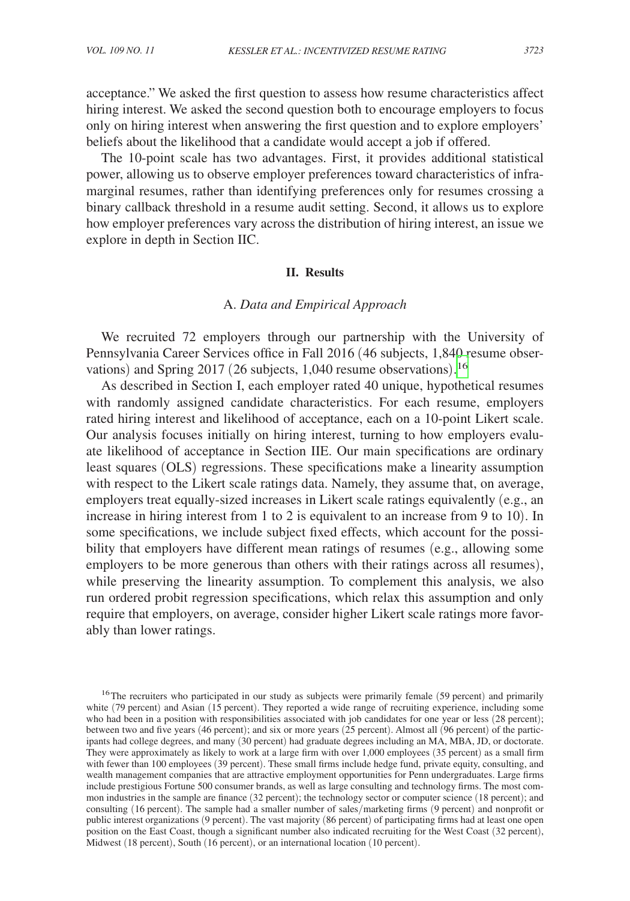acceptance." We asked the first question to assess how resume characteristics affect hiring interest. We asked the second question both to encourage employers to focus only on hiring interest when answering the first question and to explore employers' beliefs about the likelihood that a candidate would accept a job if offered.

The 10-point scale has two advantages. First, it provides additional statistical power, allowing us to observe employer preferences toward characteristics of inframarginal resumes, rather than identifying preferences only for resumes crossing a binary callback threshold in a resume audit setting. Second, it allows us to explore how employer preferences vary across the distribution of hiring interest, an issue we explore in depth in Section IIC.

## II. Results

### A. *Data and Empirical Approach*

We recruited 72 employers through our partnership with the University of Pennsylvania Career Services office in Fall 2016 (46 subjects, 1,840 resume observations) and Spring 2017 (26 subjects, 1,040 resume observations).[16]

As described in Section I, each employer rated 40 unique, hypothetical resumes with randomly assigned candidate characteristics. For each resume, employers rated hiring interest and likelihood of acceptance, each on a 10-point Likert scale. Our analysis focuses initially on hiring interest, turning to how employers evaluate likelihood of acceptance in Section IIE. Our main specifications are ordinary least squares (OLS) regressions. These specifications make a linearity assumption with respect to the Likert scale ratings data. Namely, they assume that, on average, employers treat equally-sized increases in Likert scale ratings equivalently (e.g., an increase in hiring interest from 1 to 2 is equivalent to an increase from 9 to 10). In some specifications, we include subject fixed effects, which account for the possibility that employers have different mean ratings of resumes (e.g., allowing some employers to be more generous than others with their ratings across all resumes), while preserving the linearity assumption. To complement this analysis, we also run ordered probit regression specifications, which relax this assumption and only require that employers, on average, consider higher Likert scale ratings more favorably than lower ratings.

[16] The recruiters who participated in our study as subjects were primarily female (59 percent) and primarily white (79 percent) and Asian (15 percent). They reported a wide range of recruiting experience, including some who had been in a position with responsibilities associated with job candidates for one year or less (28 percent); between two and five years (46 percent); and six or more years (25 percent). Almost all (96 percent) of the participants had college degrees, and many (30 percent) had graduate degrees including an MA, MBA, JD, or doctorate. They were approximately as likely to work at a large firm with over 1,000 employees (35 percent) as a small firm with fewer than 100 employees (39 percent). These small firms include hedge fund, private equity, consulting, and wealth management companies that are attractive employment opportunities for Penn undergraduates. Large firms include prestigious Fortune 500 consumer brands, as well as large consulting and technology firms. The most common industries in the sample are finance (32 percent); the technology sector or computer science (18 percent); and consulting (16 percent). The sample had a smaller number of sales/marketing firms (9 percent) and nonprofit or public interest organizations (9 percent). The vast majority (86 percent) of participating firms had at least one open position on the East Coast, though a significant number also indicated recruiting for the West Coast (32 percent), Midwest (18 percent), South (16 percent), or an international location (10 percent).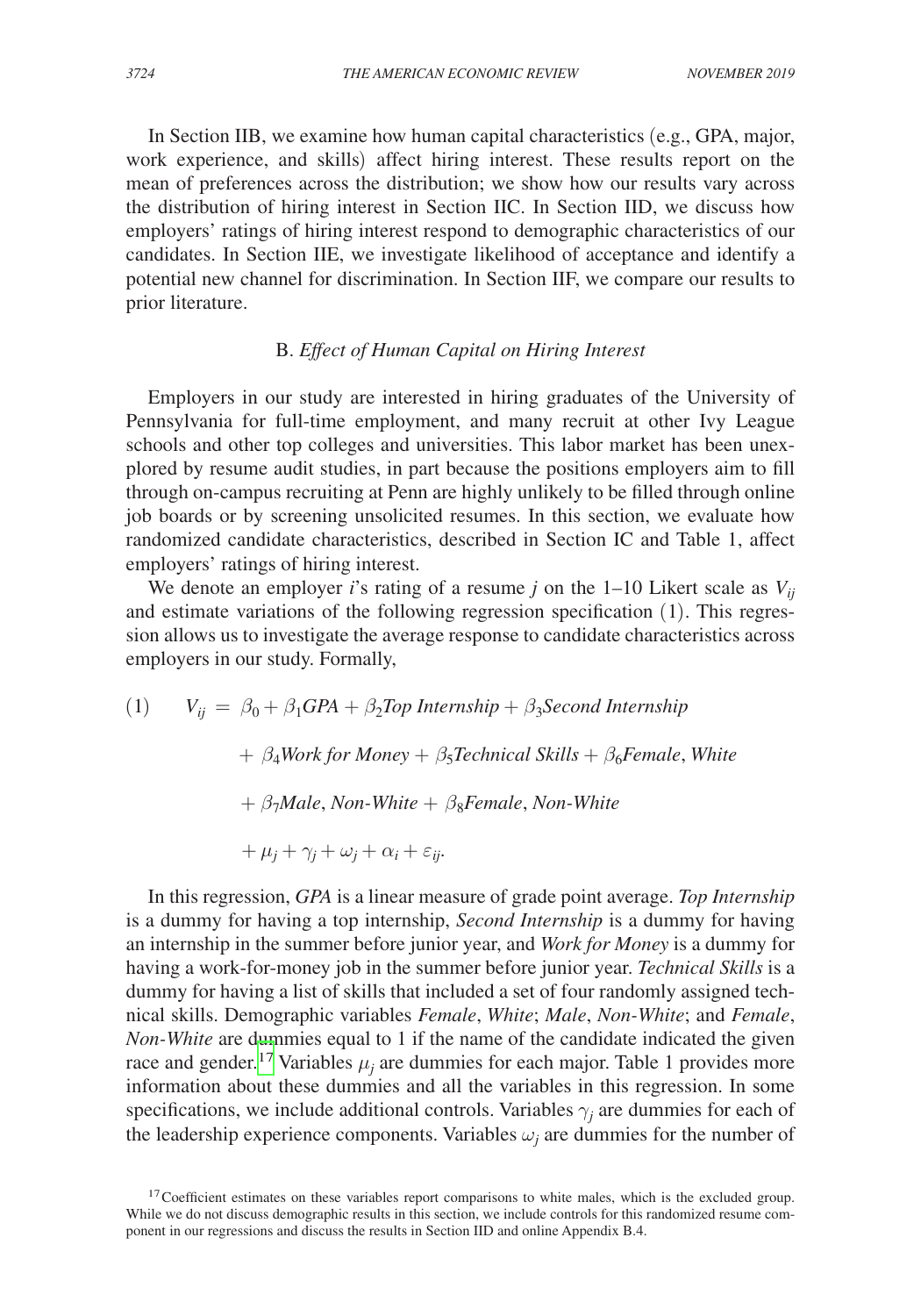In Section IIB, we examine how human capital characteristics (e.g., GPA, major, work experience, and skills) affect hiring interest. These results report on the mean of preferences across the distribution; we show how our results vary across the distribution of hiring interest in Section IIC. In Section IID, we discuss how employers' ratings of hiring interest respond to demographic characteristics of our candidates. In Section IIE, we investigate likelihood of acceptance and identify a potential new channel for discrimination. In Section IIF, we compare our results to prior literature.

### B. *Effect of Human Capital on Hiring Interest*

Employers in our study are interested in hiring graduates of the University of Pennsylvania for full-time employment, and many recruit at other Ivy League schools and other top colleges and universities. This labor market has been unexplored by resume audit studies, in part because the positions employers aim to fill through on-campus recruiting at Penn are highly unlikely to be filled through online job boards or by screening unsolicited resumes. In this section, we evaluate how randomized candidate characteristics, described in Section IC and Table 1, affect employers' ratings of hiring interest.

We denote an employer $i$'s rating of a resume $j$ on the 1–10 Likert scale as $V_{ij}$ and estimate variations of the following regression specification (1). This regression allows us to investigate the average response to candidate characteristics across employers in our study. Formally,

$$
\begin{aligned}
(1) \qquad V_{ij} = {} & \beta_0 + \beta_1 GPA + \beta_2 \mathit{Top\ Internship} + \beta_3 \mathit{Second\ Internship} \\
& + \beta_4 \mathit{Work\ for\ Money} + \beta_5 \mathit{Technical\ Skills} + \beta_6 \mathit{Female, White} \\
& + \beta_7 \mathit{Male, Non\text{-}White} + \beta_8 \mathit{Female, Non\text{-}White} \\
& + \mu_j + \gamma_j + \omega_j + \alpha_i + \varepsilon_{ij}.
\end{aligned}
$$

In this regression, *GPA* is a linear measure of grade point average. *Top Internship* is a dummy for having a top internship, *Second Internship* is a dummy for having an internship in the summer before junior year, and *Work for Money* is a dummy for having a work-for-money job in the summer before junior year. *Technical Skills* is a dummy for having a list of skills that included a set of four randomly assigned technical skills. Demographic variables *Female*, *White*; *Male*, *Non-White*; and *Female*, *Non-White* are dummies equal to 1 if the name of the candidate indicated the given race and gender.[17] Variables $\mu_j$ are dummies for each major. Table 1 provides more information about these dummies and all the variables in this regression. In some specifications, we include additional controls. Variables $\gamma_j$ are dummies for each of the leadership experience components. Variables $\omega_j$ are dummies for the number of

[17] Coefficient estimates on these variables report comparisons to white males, which is the excluded group. While we do not discuss demographic results in this section, we include controls for this randomized resume component in our regressions and discuss the results in Section IID and online Appendix B.4.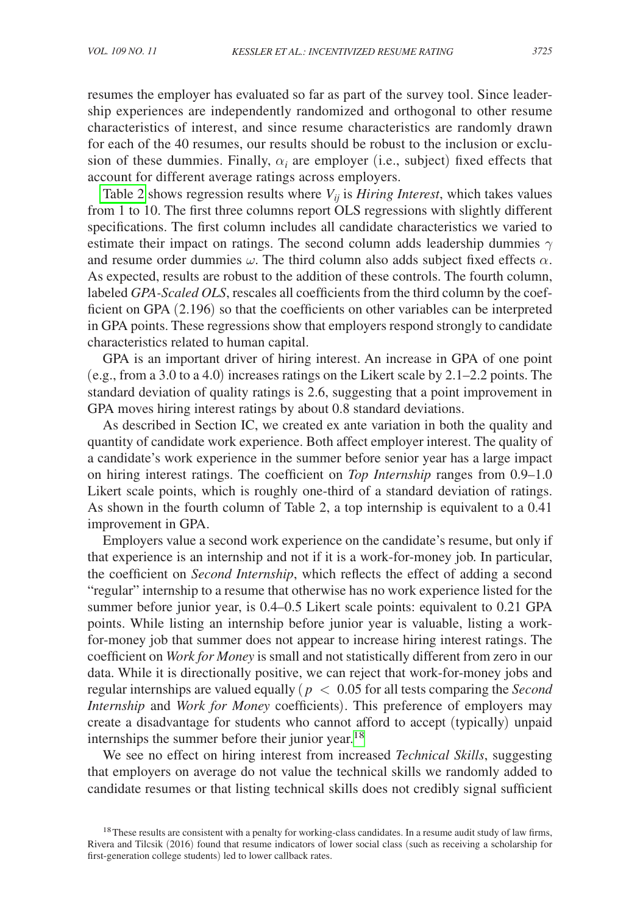resumes the employer has evaluated so far as part of the survey tool. Since leadership experiences are independently randomized and orthogonal to other resume characteristics of interest, and since resume characteristics are randomly drawn for each of the 40 resumes, our results should be robust to the inclusion or exclusion of these dummies. Finally, $\alpha_i$ are employer (i.e., subject) fixed effects that account for different average ratings across employers.

Table 2 shows regression results where $V_{ij}$ is *Hiring Interest*, which takes values from 1 to 10. The first three columns report OLS regressions with slightly different specifications. The first column includes all candidate characteristics we varied to estimate their impact on ratings. The second column adds leadership dummies $\gamma$ and resume order dummies $\omega$. The third column also adds subject fixed effects $\alpha$. As expected, results are robust to the addition of these controls. The fourth column, labeled *GPA-Scaled OLS*, rescales all coefficients from the third column by the coefficient on GPA (2.196) so that the coefficients on other variables can be interpreted in GPA points. These regressions show that employers respond strongly to candidate characteristics related to human capital.

GPA is an important driver of hiring interest. An increase in GPA of one point (e.g., from a 3.0 to a 4.0) increases ratings on the Likert scale by 2.1–2.2 points. The standard deviation of quality ratings is 2.6, suggesting that a point improvement in GPA moves hiring interest ratings by about 0.8 standard deviations.

As described in Section IC, we created ex ante variation in both the quality and quantity of candidate work experience. Both affect employer interest. The quality of a candidate's work experience in the summer before senior year has a large impact on hiring interest ratings. The coefficient on *Top Internship* ranges from 0.9–1.0 Likert scale points, which is roughly one-third of a standard deviation of ratings. As shown in the fourth column of Table 2, a top internship is equivalent to a 0.41 improvement in GPA.

Employers value a second work experience on the candidate's resume, but only if that experience is an internship and not if it is a work-for-money job. In particular, the coefficient on *Second Internship*, which reflects the effect of adding a second "regular" internship to a resume that otherwise has no work experience listed for the summer before junior year, is 0.4–0.5 Likert scale points: equivalent to 0.21 GPA points. While listing an internship before junior year is valuable, listing a work-for-money job that summer does not appear to increase hiring interest ratings. The coefficient on *Work for Money* is small and not statistically different from zero in our data. While it is directionally positive, we can reject that work-for-money jobs and regular internships are valued equally ($p < 0.05$ for all tests comparing the *Second Internship* and *Work for Money* coefficients). This preference of employers may create a disadvantage for students who cannot afford to accept (typically) unpaid internships the summer before their junior year.[18]

We see no effect on hiring interest from increased *Technical Skills*, suggesting that employers on average do not value the technical skills we randomly added to candidate resumes or that listing technical skills does not credibly signal sufficient

[18] These results are consistent with a penalty for working-class candidates. In a resume audit study of law firms, Rivera and Tilcsik (2016) found that resume indicators of lower social class (such as receiving a scholarship for first-generation college students) led to lower callback rates.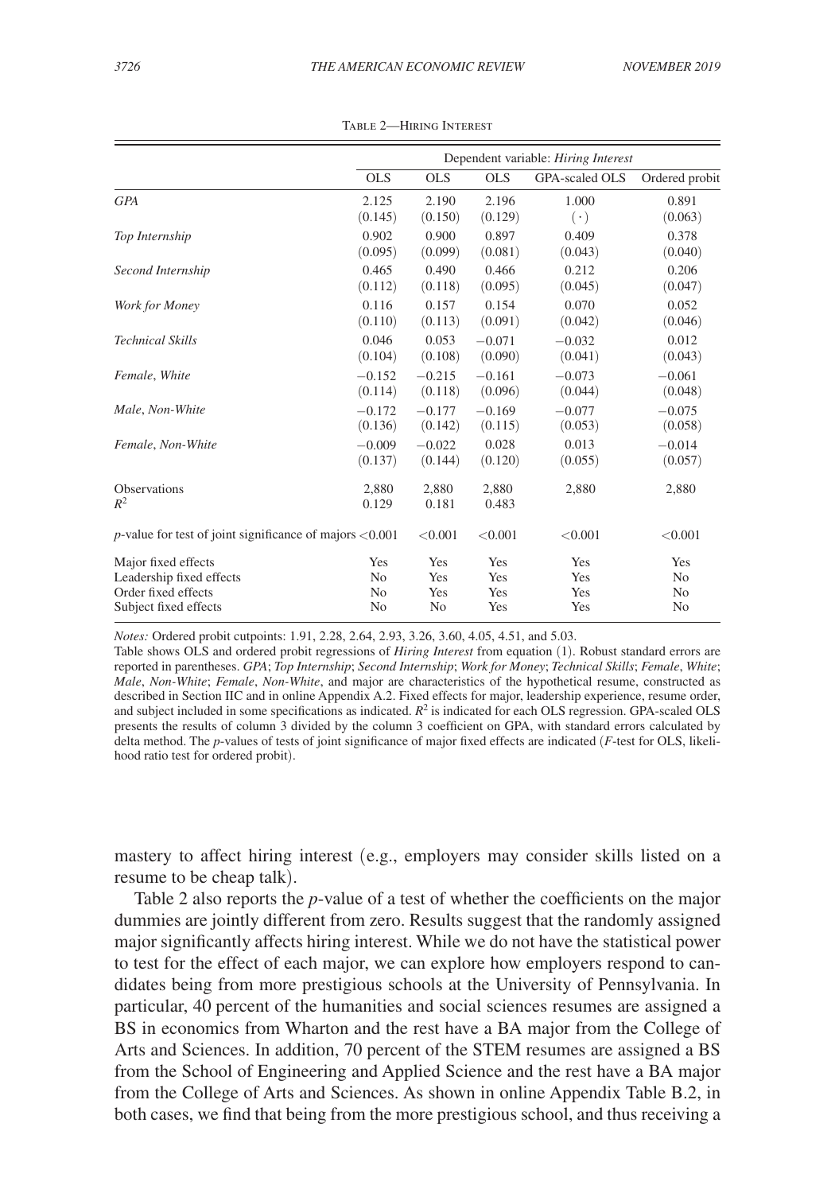Table 2—Hiring Interest

| | Dependent variable: *Hiring Interest* | | | | |
|---|---|---|---|---|---|
| | OLS | OLS | OLS | GPA-scaled OLS | Ordered probit |
| *GPA* | 2.125 | 2.190 | 2.196 | 1.000 | 0.891 |
| | (0.145) | (0.150) | (0.129) | (·) | (0.063) |
| *Top Internship* | 0.902 | 0.900 | 0.897 | 0.409 | 0.378 |
| | (0.095) | (0.099) | (0.081) | (0.043) | (0.040) |
| *Second Internship* | 0.465 | 0.490 | 0.466 | 0.212 | 0.206 |
| | (0.112) | (0.118) | (0.095) | (0.045) | (0.047) |
| *Work for Money* | 0.116 | 0.157 | 0.154 | 0.070 | 0.052 |
| | (0.110) | (0.113) | (0.091) | (0.042) | (0.046) |
| *Technical Skills* | 0.046 | 0.053 | −0.071 | −0.032 | 0.012 |
| | (0.104) | (0.108) | (0.090) | (0.041) | (0.043) |
| *Female*, *White* | −0.152 | −0.215 | −0.161 | −0.073 | −0.061 |
| | (0.114) | (0.118) | (0.096) | (0.044) | (0.048) |
| *Male*, *Non-White* | −0.172 | −0.177 | −0.169 | −0.077 | −0.075 |
| | (0.136) | (0.142) | (0.115) | (0.053) | (0.058) |
| *Female*, *Non-White* | −0.009 | −0.022 | 0.028 | 0.013 | −0.014 |
| | (0.137) | (0.144) | (0.120) | (0.055) | (0.057) |
| Observations | 2,880 | 2,880 | 2,880 | 2,880 | 2,880 |
| $R^2$ | 0.129 | 0.181 | 0.483 | | |
| $p$-value for test of joint significance of majors | <0.001 | <0.001 | <0.001 | <0.001 | <0.001 |
| Major fixed effects | Yes | Yes | Yes | Yes | Yes |
| Leadership fixed effects | No | Yes | Yes | Yes | No |
| Order fixed effects | No | Yes | Yes | Yes | No |
| Subject fixed effects | No | No | Yes | Yes | No |

*Notes:* Ordered probit cutpoints: 1.91, 2.28, 2.64, 2.93, 3.26, 3.60, 4.05, 4.51, and 5.03.

Table shows OLS and ordered probit regressions of *Hiring Interest* from equation (1). Robust standard errors are reported in parentheses. *GPA*; *Top Internship*; *Second Internship*; *Work for Money*; *Technical Skills*; *Female*, *White*; *Male*, *Non-White*; *Female*, *Non-White*, and major are characteristics of the hypothetical resume, constructed as described in Section IIC and in online Appendix A.2. Fixed effects for major, leadership experience, resume order, and subject included in some specifications as indicated. $R^2$ is indicated for each OLS regression. GPA-scaled OLS presents the results of column 3 divided by the column 3 coefficient on GPA, with standard errors calculated by delta method. The $p$-values of tests of joint significance of major fixed effects are indicated ($F$-test for OLS, likelihood ratio test for ordered probit).

mastery to affect hiring interest (e.g., employers may consider skills listed on a resume to be cheap talk).

Table 2 also reports the $p$-value of a test of whether the coefficients on the major dummies are jointly different from zero. Results suggest that the randomly assigned major significantly affects hiring interest. While we do not have the statistical power to test for the effect of each major, we can explore how employers respond to candidates being from more prestigious schools at the University of Pennsylvania. In particular, 40 percent of the humanities and social sciences resumes are assigned a BS in economics from Wharton and the rest have a BA major from the College of Arts and Sciences. In addition, 70 percent of the STEM resumes are assigned a BS from the School of Engineering and Applied Science and the rest have a BA major from the College of Arts and Sciences. As shown in online Appendix Table B.2, in both cases, we find that being from the more prestigious school, and thus receiving a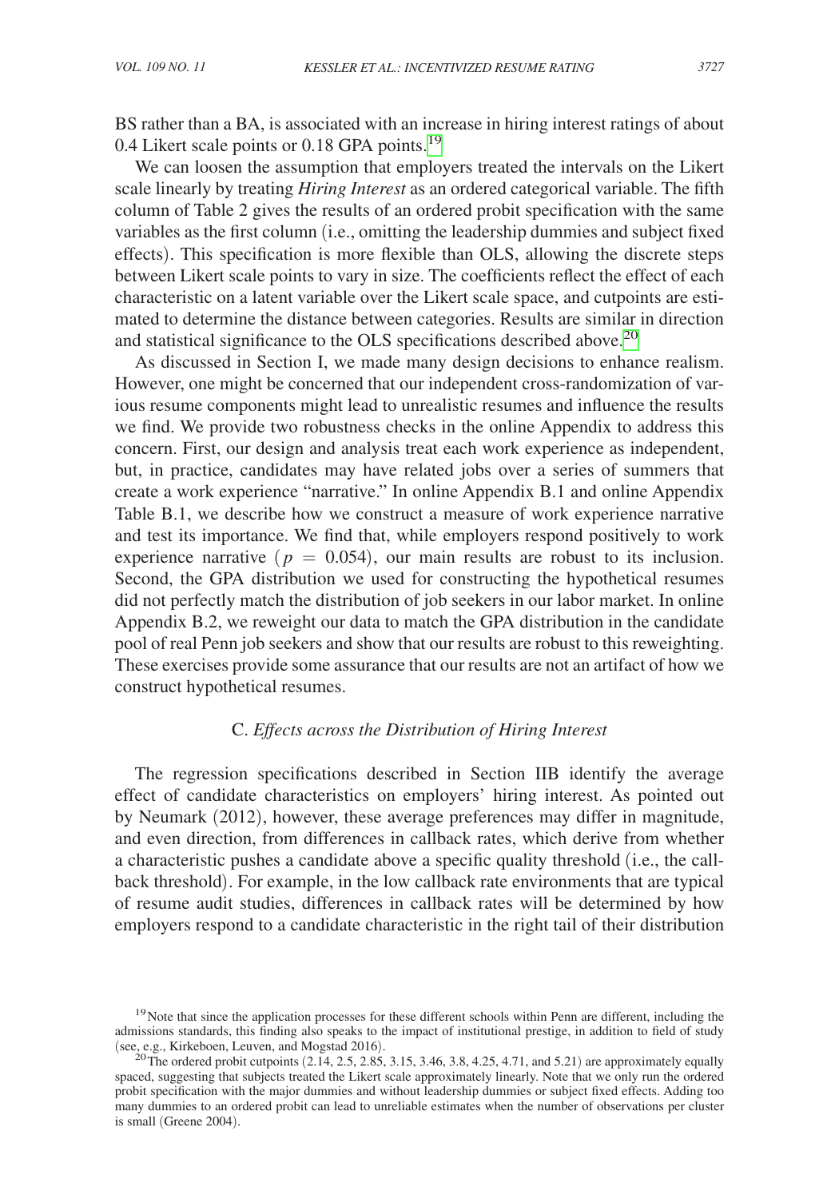BS rather than a BA, is associated with an increase in hiring interest ratings of about 0.4 Likert scale points or 0.18 GPA points.[19]

We can loosen the assumption that employers treated the intervals on the Likert scale linearly by treating *Hiring Interest* as an ordered categorical variable. The fifth column of Table 2 gives the results of an ordered probit specification with the same variables as the first column (i.e., omitting the leadership dummies and subject fixed effects). This specification is more flexible than OLS, allowing the discrete steps between Likert scale points to vary in size. The coefficients reflect the effect of each characteristic on a latent variable over the Likert scale space, and cutpoints are estimated to determine the distance between categories. Results are similar in direction and statistical significance to the OLS specifications described above.[20]

As discussed in Section I, we made many design decisions to enhance realism. However, one might be concerned that our independent cross-randomization of various resume components might lead to unrealistic resumes and influence the results we find. We provide two robustness checks in the online Appendix to address this concern. First, our design and analysis treat each work experience as independent, but, in practice, candidates may have related jobs over a series of summers that create a work experience "narrative." In online Appendix B.1 and online Appendix Table B.1, we describe how we construct a measure of work experience narrative and test its importance. We find that, while employers respond positively to work experience narrative ($p = 0.054$), our main results are robust to its inclusion. Second, the GPA distribution we used for constructing the hypothetical resumes did not perfectly match the distribution of job seekers in our labor market. In online Appendix B.2, we reweight our data to match the GPA distribution in the candidate pool of real Penn job seekers and show that our results are robust to this reweighting. These exercises provide some assurance that our results are not an artifact of how we construct hypothetical resumes.

### C. *Effects across the Distribution of Hiring Interest*

The regression specifications described in Section IIB identify the average effect of candidate characteristics on employers' hiring interest. As pointed out by Neumark (2012), however, these average preferences may differ in magnitude, and even direction, from differences in callback rates, which derive from whether a characteristic pushes a candidate above a specific quality threshold (i.e., the callback threshold). For example, in the low callback rate environments that are typical of resume audit studies, differences in callback rates will be determined by how employers respond to a candidate characteristic in the right tail of their distribution

[19] Note that since the application processes for these different schools within Penn are different, including the admissions standards, this finding also speaks to the impact of institutional prestige, in addition to field of study (see, e.g., Kirkeboen, Leuven, and Mogstad 2016).

[20] The ordered probit cutpoints (2.14, 2.5, 2.85, 3.15, 3.46, 3.8, 4.25, 4.71, and 5.21) are approximately equally spaced, suggesting that subjects treated the Likert scale approximately linearly. Note that we only run the ordered probit specification with the major dummies and without leadership dummies or subject fixed effects. Adding too many dummies to an ordered probit can lead to unreliable estimates when the number of observations per cluster is small (Greene 2004).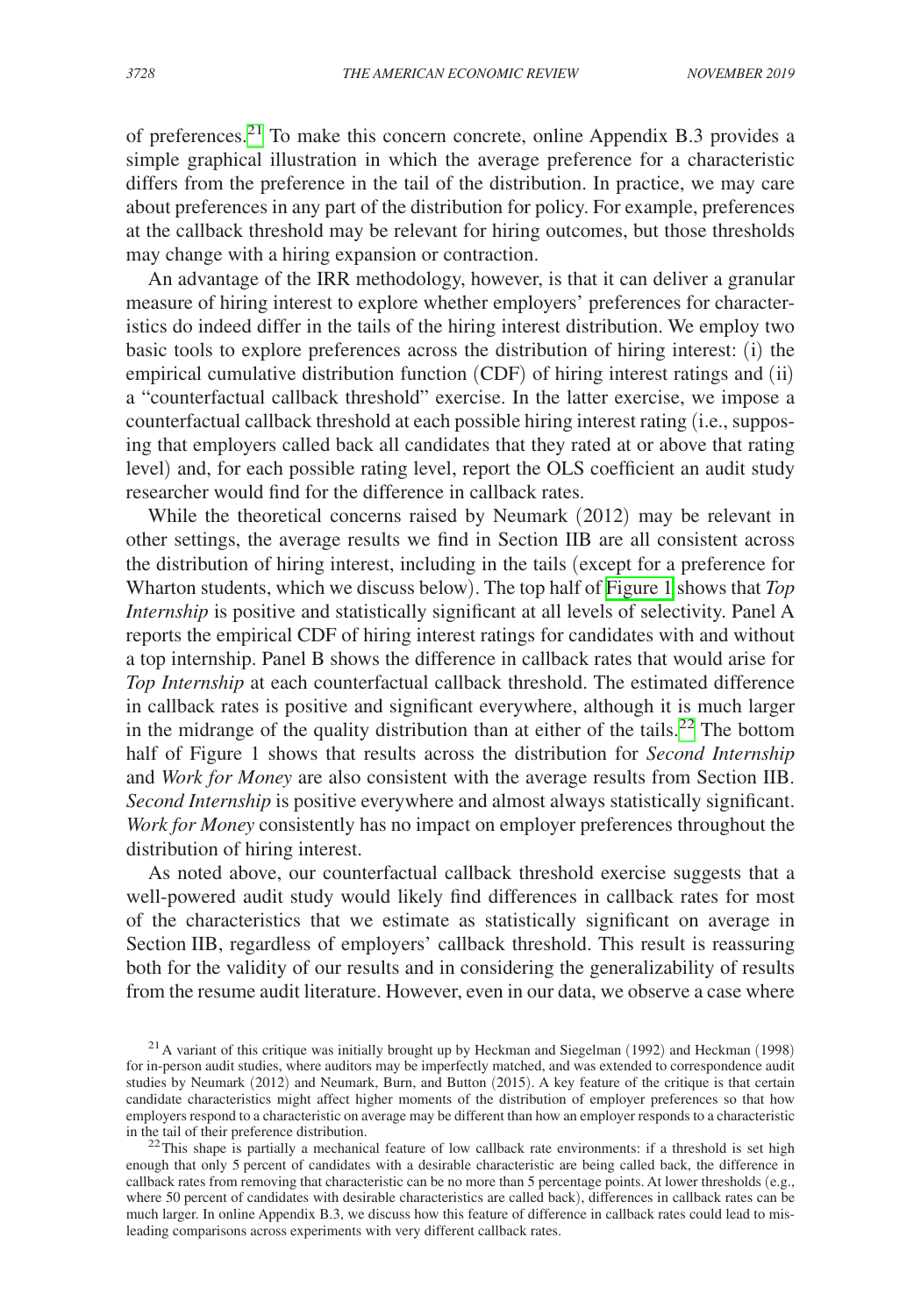of preferences.[21] To make this concern concrete, online Appendix B.3 provides a simple graphical illustration in which the average preference for a characteristic differs from the preference in the tail of the distribution. In practice, we may care about preferences in any part of the distribution for policy. For example, preferences at the callback threshold may be relevant for hiring outcomes, but those thresholds may change with a hiring expansion or contraction.

An advantage of the IRR methodology, however, is that it can deliver a granular measure of hiring interest to explore whether employers' preferences for characteristics do indeed differ in the tails of the hiring interest distribution. We employ two basic tools to explore preferences across the distribution of hiring interest: (i) the empirical cumulative distribution function (CDF) of hiring interest ratings and (ii) a "counterfactual callback threshold" exercise. In the latter exercise, we impose a counterfactual callback threshold at each possible hiring interest rating (i.e., supposing that employers called back all candidates that they rated at or above that rating level) and, for each possible rating level, report the OLS coefficient an audit study researcher would find for the difference in callback rates.

While the theoretical concerns raised by Neumark (2012) may be relevant in other settings, the average results we find in Section IIB are all consistent across the distribution of hiring interest, including in the tails (except for a preference for Wharton students, which we discuss below). The top half of Figure 1 shows that *Top Internship* is positive and statistically significant at all levels of selectivity. Panel A reports the empirical CDF of hiring interest ratings for candidates with and without a top internship. Panel B shows the difference in callback rates that would arise for *Top Internship* at each counterfactual callback threshold. The estimated difference in callback rates is positive and significant everywhere, although it is much larger in the midrange of the quality distribution than at either of the tails.[22] The bottom half of Figure 1 shows that results across the distribution for *Second Internship* and *Work for Money* are also consistent with the average results from Section IIB. *Second Internship* is positive everywhere and almost always statistically significant. *Work for Money* consistently has no impact on employer preferences throughout the distribution of hiring interest.

As noted above, our counterfactual callback threshold exercise suggests that a well-powered audit study would likely find differences in callback rates for most of the characteristics that we estimate as statistically significant on average in Section IIB, regardless of employers' callback threshold. This result is reassuring both for the validity of our results and in considering the generalizability of results from the resume audit literature. However, even in our data, we observe a case where

[21] A variant of this critique was initially brought up by Heckman and Siegelman (1992) and Heckman (1998) for in-person audit studies, where auditors may be imperfectly matched, and was extended to correspondence audit studies by Neumark (2012) and Neumark, Burn, and Button (2015). A key feature of the critique is that certain candidate characteristics might affect higher moments of the distribution of employer preferences so that how employers respond to a characteristic on average may be different than how an employer responds to a characteristic in the tail of their preference distribution.

[22] This shape is partially a mechanical feature of low callback rate environments: if a threshold is set high enough that only 5 percent of candidates with a desirable characteristic are being called back, the difference in callback rates from removing that characteristic can be no more than 5 percentage points. At lower thresholds (e.g., where 50 percent of candidates with desirable characteristics are called back), differences in callback rates can be much larger. In online Appendix B.3, we discuss how this feature of difference in callback rates could lead to misleading comparisons across experiments with very different callback rates.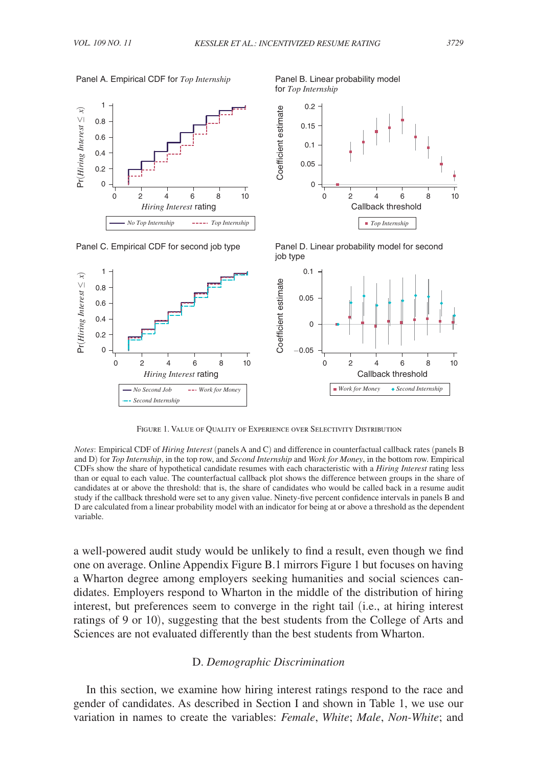Figure 1. Value of Quality of Experience over Selectivity Distribution

*Notes*: Empirical CDF of *Hiring Interest* (panels A and C) and difference in counterfactual callback rates (panels B and D) for *Top Internship*, in the top row, and *Second Internship* and *Work for Money*, in the bottom row. Empirical CDFs show the share of hypothetical candidate resumes with each characteristic with a *Hiring Interest* rating less than or equal to each value. The counterfactual callback plot shows the difference between groups in the share of candidates at or above the threshold: that is, the share of candidates who would be called back in a resume audit study if the callback threshold were set to any given value. Ninety-five percent confidence intervals in panels B and D are calculated from a linear probability model with an indicator for being at or above a threshold as the dependent variable.

a well-powered audit study would be unlikely to find a result, even though we find one on average. Online Appendix Figure B.1 mirrors Figure 1 but focuses on having a Wharton degree among employers seeking humanities and social sciences candidates. Employers respond to Wharton in the middle of the distribution of hiring interest, but preferences seem to converge in the right tail (i.e., at hiring interest ratings of 9 or 10), suggesting that the best students from the College of Arts and Sciences are not evaluated differently than the best students from Wharton.

### D. *Demographic Discrimination*

In this section, we examine how hiring interest ratings respond to the race and gender of candidates. As described in Section I and shown in Table 1, we use our variation in names to create the variables: *Female*, *White*; *Male*, *Non-White*; and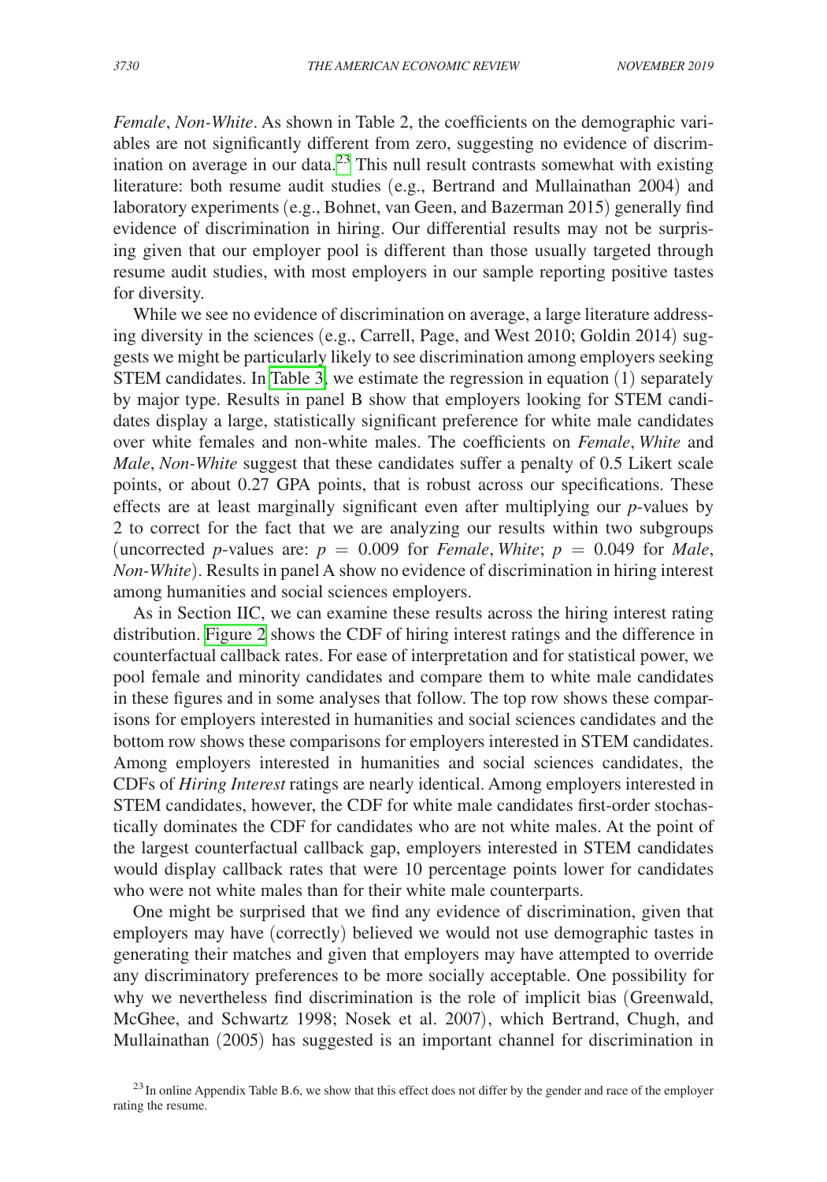*Female*, *Non-White*. As shown in Table 2, the coefficients on the demographic variables are not significantly different from zero, suggesting no evidence of discrimination on average in our data.[23] This null result contrasts somewhat with existing literature: both resume audit studies (e.g., Bertrand and Mullainathan 2004) and laboratory experiments (e.g., Bohnet, van Geen, and Bazerman 2015) generally find evidence of discrimination in hiring. Our differential results may not be surprising given that our employer pool is different than those usually targeted through resume audit studies, with most employers in our sample reporting positive tastes for diversity.

While we see no evidence of discrimination on average, a large literature addressing diversity in the sciences (e.g., Carrell, Page, and West 2010; Goldin 2014) suggests we might be particularly likely to see discrimination among employers seeking STEM candidates. In Table 3, we estimate the regression in equation (1) separately by major type. Results in panel B show that employers looking for STEM candidates display a large, statistically significant preference for white male candidates over white females and non-white males. The coefficients on *Female*, *White* and *Male*, *Non-White* suggest that these candidates suffer a penalty of 0.5 Likert scale points, or about 0.27 GPA points, that is robust across our specifications. These effects are at least marginally significant even after multiplying our $p$-values by 2 to correct for the fact that we are analyzing our results within two subgroups (uncorrected $p$-values are: $p = 0.009$ for *Female*, *White*; $p = 0.049$ for *Male*, *Non-White*). Results in panel A show no evidence of discrimination in hiring interest among humanities and social sciences employers.

As in Section IIC, we can examine these results across the hiring interest rating distribution. Figure 2 shows the CDF of hiring interest ratings and the difference in counterfactual callback rates. For ease of interpretation and for statistical power, we pool female and minority candidates and compare them to white male candidates in these figures and in some analyses that follow. The top row shows these comparisons for employers interested in humanities and social sciences candidates and the bottom row shows these comparisons for employers interested in STEM candidates. Among employers interested in humanities and social sciences candidates, the CDFs of *Hiring Interest* ratings are nearly identical. Among employers interested in STEM candidates, however, the CDF for white male candidates first-order stochastically dominates the CDF for candidates who are not white males. At the point of the largest counterfactual callback gap, employers interested in STEM candidates would display callback rates that were 10 percentage points lower for candidates who were not white males than for their white male counterparts.

One might be surprised that we find any evidence of discrimination, given that employers may have (correctly) believed we would not use demographic tastes in generating their matches and given that employers may have attempted to override any discriminatory preferences to be more socially acceptable. One possibility for why we nevertheless find discrimination is the role of implicit bias (Greenwald, McGhee, and Schwartz 1998; Nosek et al. 2007), which Bertrand, Chugh, and Mullainathan (2005) has suggested is an important channel for discrimination in

[23] In online Appendix Table B.6, we show that this effect does not differ by the gender and race of the employer rating the resume.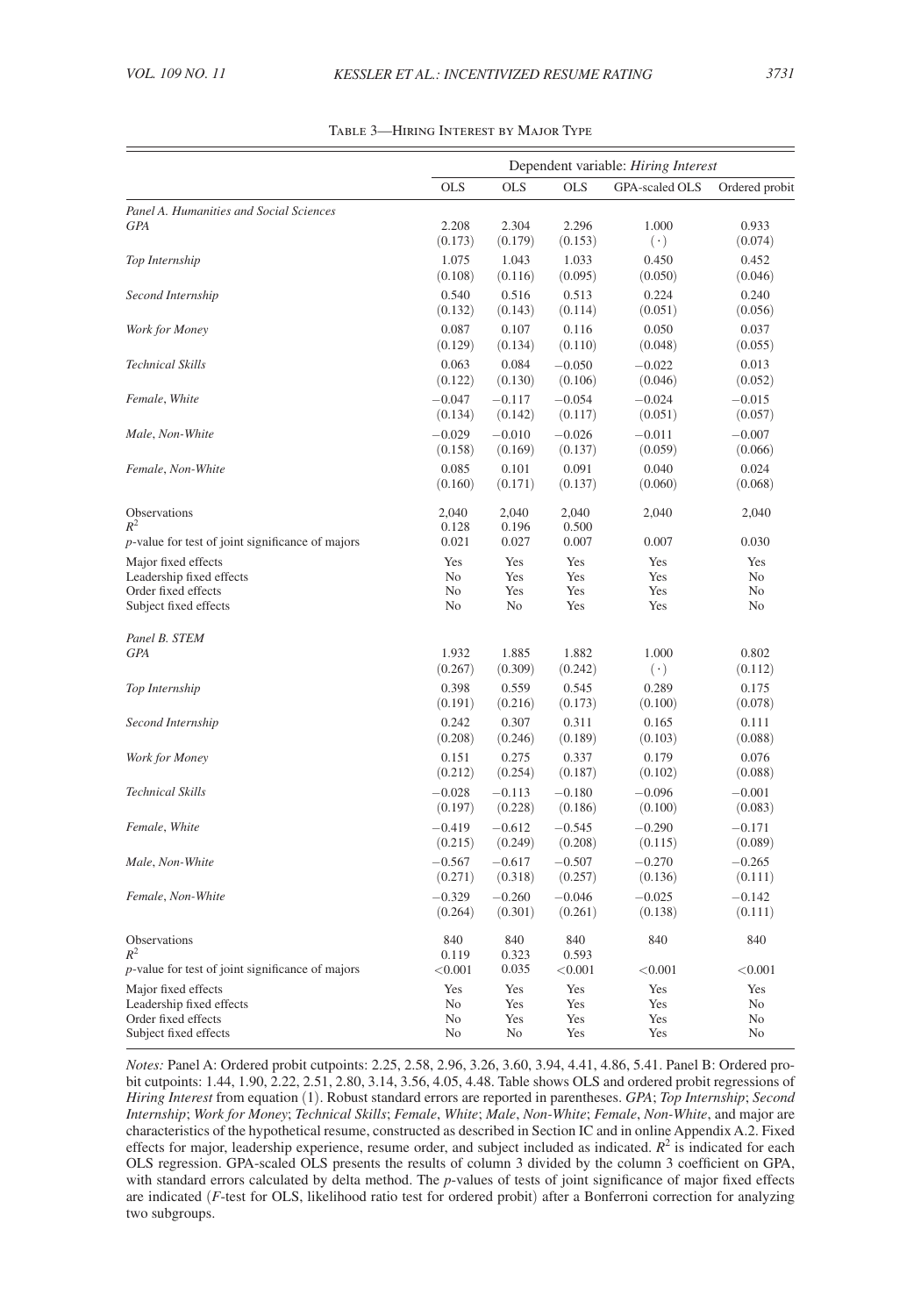Table 3—Hiring Interest by Major Type

| | Dependent variable: *Hiring Interest* | | | | |
|---|---|---|---|---|---|
| | OLS | OLS | OLS | GPA-scaled OLS | Ordered probit |
| *Panel A. Humanities and Social Sciences* | | | | | |
| *GPA* | 2.208 | 2.304 | 2.296 | 1.000 | 0.933 |
| | (0.173) | (0.179) | (0.153) | (·) | (0.074) |
| *Top Internship* | 1.075 | 1.043 | 1.033 | 0.450 | 0.452 |
| | (0.108) | (0.116) | (0.095) | (0.050) | (0.046) |
| *Second Internship* | 0.540 | 0.516 | 0.513 | 0.224 | 0.240 |
| | (0.132) | (0.143) | (0.114) | (0.051) | (0.056) |
| *Work for Money* | 0.087 | 0.107 | 0.116 | 0.050 | 0.037 |
| | (0.129) | (0.134) | (0.110) | (0.048) | (0.055) |
| *Technical Skills* | 0.063 | 0.084 | −0.050 | −0.022 | 0.013 |
| | (0.122) | (0.130) | (0.106) | (0.046) | (0.052) |
| *Female, White* | −0.047 | −0.117 | −0.054 | −0.024 | −0.015 |
| | (0.134) | (0.142) | (0.117) | (0.051) | (0.057) |
| *Male, Non-White* | −0.029 | −0.010 | −0.026 | −0.011 | −0.007 |
| | (0.158) | (0.169) | (0.137) | (0.059) | (0.066) |
| *Female, Non-White* | 0.085 | 0.101 | 0.091 | 0.040 | 0.024 |
| | (0.160) | (0.171) | (0.137) | (0.060) | (0.068) |
| Observations | 2,040 | 2,040 | 2,040 | 2,040 | 2,040 |
| $R^2$ | 0.128 | 0.196 | 0.500 | | |
| $p$-value for test of joint significance of majors | 0.021 | 0.027 | 0.007 | 0.007 | 0.030 |
| Major fixed effects | Yes | Yes | Yes | Yes | Yes |
| Leadership fixed effects | No | Yes | Yes | Yes | No |
| Order fixed effects | No | Yes | Yes | Yes | No |
| Subject fixed effects | No | No | Yes | Yes | No |
| *Panel B. STEM* | | | | | |
| *GPA* | 1.932 | 1.885 | 1.882 | 1.000 | 0.802 |
| | (0.267) | (0.309) | (0.242) | (·) | (0.112) |
| *Top Internship* | 0.398 | 0.559 | 0.545 | 0.289 | 0.175 |
| | (0.191) | (0.216) | (0.173) | (0.100) | (0.078) |
| *Second Internship* | 0.242 | 0.307 | 0.311 | 0.165 | 0.111 |
| | (0.208) | (0.246) | (0.189) | (0.103) | (0.088) |
| *Work for Money* | 0.151 | 0.275 | 0.337 | 0.179 | 0.076 |
| | (0.212) | (0.254) | (0.187) | (0.102) | (0.088) |
| *Technical Skills* | −0.028 | −0.113 | −0.180 | −0.096 | −0.001 |
| | (0.197) | (0.228) | (0.186) | (0.100) | (0.083) |
| *Female, White* | −0.419 | −0.612 | −0.545 | −0.290 | −0.171 |
| | (0.215) | (0.249) | (0.208) | (0.115) | (0.089) |
| *Male, Non-White* | −0.567 | −0.617 | −0.507 | −0.270 | −0.265 |
| | (0.271) | (0.318) | (0.257) | (0.136) | (0.111) |
| *Female, Non-White* | −0.329 | −0.260 | −0.046 | −0.025 | −0.142 |
| | (0.264) | (0.301) | (0.261) | (0.138) | (0.111) |
| Observations | 840 | 840 | 840 | 840 | 840 |
| $R^2$ | 0.119 | 0.323 | 0.593 | | |
| $p$-value for test of joint significance of majors | <0.001 | 0.035 | <0.001 | <0.001 | <0.001 |
| Major fixed effects | Yes | Yes | Yes | Yes | Yes |
| Leadership fixed effects | No | Yes | Yes | Yes | No |
| Order fixed effects | No | Yes | Yes | Yes | No |
| Subject fixed effects | No | No | Yes | Yes | No |

*Notes:* Panel A: Ordered probit cutpoints: 2.25, 2.58, 2.96, 3.26, 3.60, 3.94, 4.41, 4.86, 5.41. Panel B: Ordered probit cutpoints: 1.44, 1.90, 2.22, 2.51, 2.80, 3.14, 3.56, 4.05, 4.48. Table shows OLS and ordered probit regressions of *Hiring Interest* from equation (1). Robust standard errors are reported in parentheses. *GPA*; *Top Internship*; *Second Internship*; *Work for Money*; *Technical Skills*; *Female*, *White*; *Male*, *Non-White*; *Female*, *Non-White*, and major are characteristics of the hypothetical resume, constructed as described in Section IC and in online Appendix A.2. Fixed effects for major, leadership experience, resume order, and subject included as indicated. $R^2$ is indicated for each OLS regression. GPA-scaled OLS presents the results of column 3 divided by the column 3 coefficient on GPA, with standard errors calculated by delta method. The $p$-values of tests of joint significance of major fixed effects are indicated ($F$-test for OLS, likelihood ratio test for ordered probit) after a Bonferroni correction for analyzing two subgroups.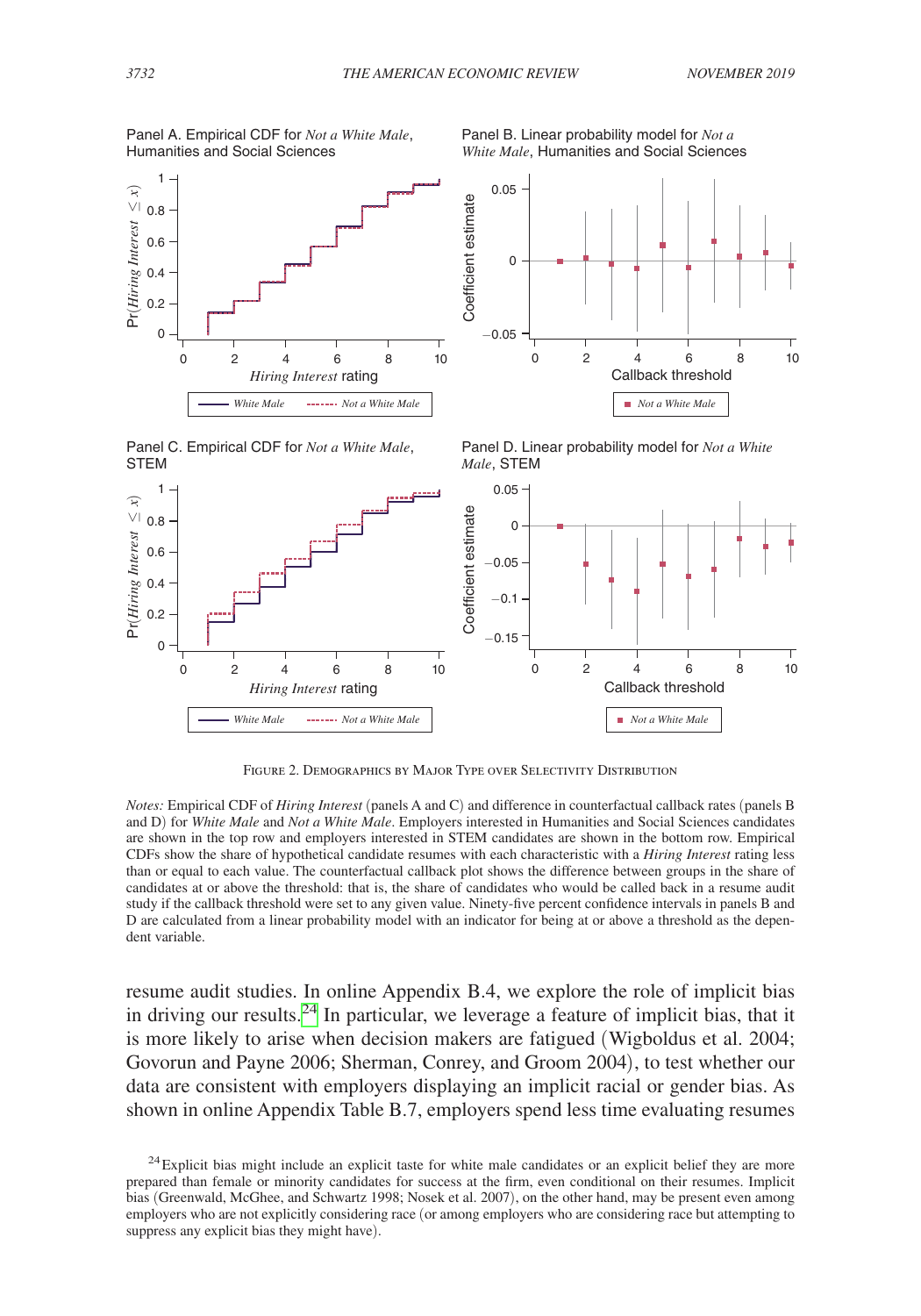Panel A. Empirical CDF for *Not a White Male*, Humanities and Social Sciences

Panel B. Linear probability model for *Not a White Male*, Humanities and Social Sciences

Panel C. Empirical CDF for *Not a White Male*, STEM

Panel D. Linear probability model for *Not a White Male*, STEM

Figure 2. Demographics by Major Type over Selectivity Distribution

*Notes:* Empirical CDF of *Hiring Interest* (panels A and C) and difference in counterfactual callback rates (panels B and D) for *White Male* and *Not a White Male*. Employers interested in Humanities and Social Sciences candidates are shown in the top row and employers interested in STEM candidates are shown in the bottom row. Empirical CDFs show the share of hypothetical candidate resumes with each characteristic with a *Hiring Interest* rating less than or equal to each value. The counterfactual callback plot shows the difference between groups in the share of candidates at or above the threshold: that is, the share of candidates who would be called back in a resume audit study if the callback threshold were set to any given value. Ninety-five percent confidence intervals in panels B and D are calculated from a linear probability model with an indicator for being at or above a threshold as the dependent variable.

resume audit studies. In online Appendix B.4, we explore the role of implicit bias in driving our results.[24] In particular, we leverage a feature of implicit bias, that it is more likely to arise when decision makers are fatigued (Wigboldus et al. 2004; Govorun and Payne 2006; Sherman, Conrey, and Groom 2004), to test whether our data are consistent with employers displaying an implicit racial or gender bias. As shown in online Appendix Table B.7, employers spend less time evaluating resumes

[24] Explicit bias might include an explicit taste for white male candidates or an explicit belief they are more prepared than female or minority candidates for success at the firm, even conditional on their resumes. Implicit bias (Greenwald, McGhee, and Schwartz 1998; Nosek et al. 2007), on the other hand, may be present even among employers who are not explicitly considering race (or among employers who are considering race but attempting to suppress any explicit bias they might have).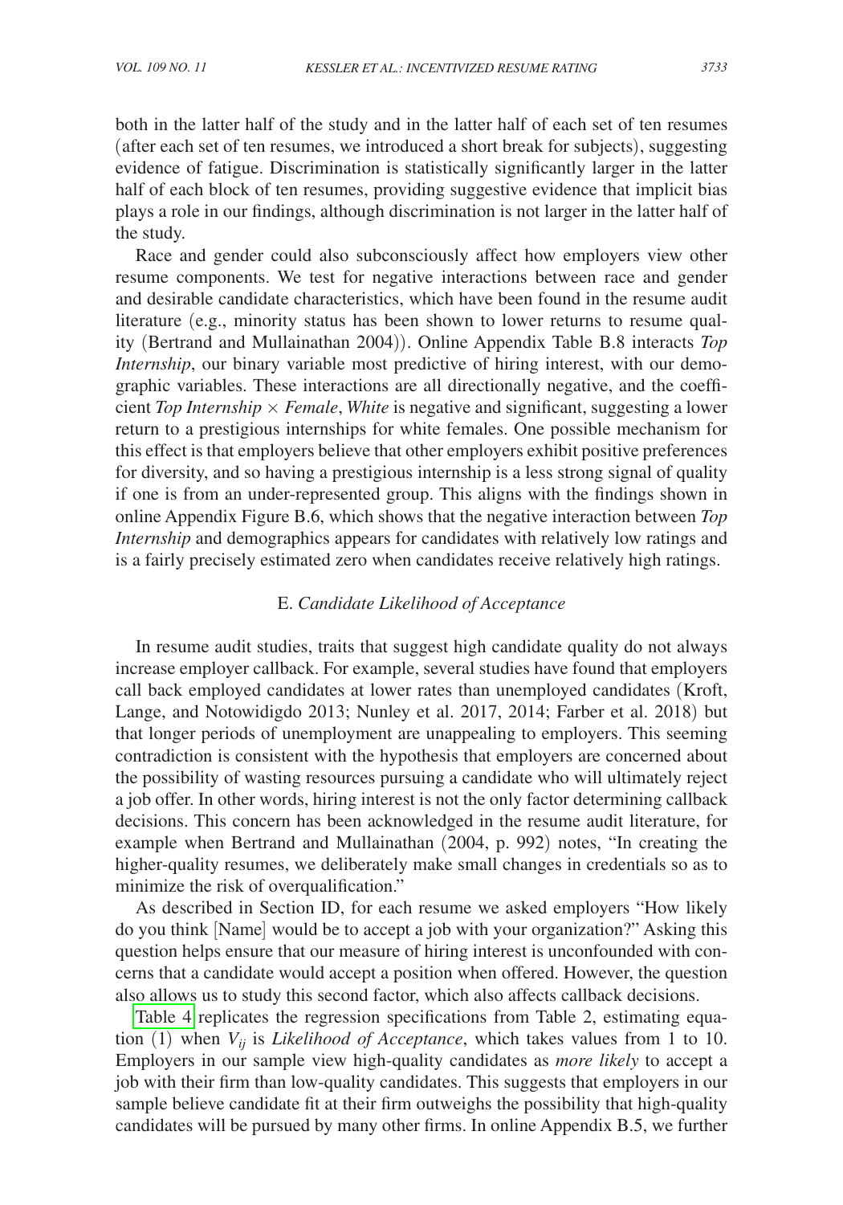both in the latter half of the study and in the latter half of each set of ten resumes (after each set of ten resumes, we introduced a short break for subjects), suggesting evidence of fatigue. Discrimination is statistically significantly larger in the latter half of each block of ten resumes, providing suggestive evidence that implicit bias plays a role in our findings, although discrimination is not larger in the latter half of the study.

Race and gender could also subconsciously affect how employers view other resume components. We test for negative interactions between race and gender and desirable candidate characteristics, which have been found in the resume audit literature (e.g., minority status has been shown to lower returns to resume quality (Bertrand and Mullainathan 2004)). Online Appendix Table B.8 interacts *Top Internship*, our binary variable most predictive of hiring interest, with our demographic variables. These interactions are all directionally negative, and the coefficient *Top Internship* × *Female*, *White* is negative and significant, suggesting a lower return to a prestigious internships for white females. One possible mechanism for this effect is that employers believe that other employers exhibit positive preferences for diversity, and so having a prestigious internship is a less strong signal of quality if one is from an under-represented group. This aligns with the findings shown in online Appendix Figure B.6, which shows that the negative interaction between *Top Internship* and demographics appears for candidates with relatively low ratings and is a fairly precisely estimated zero when candidates receive relatively high ratings.

### E. *Candidate Likelihood of Acceptance*

In resume audit studies, traits that suggest high candidate quality do not always increase employer callback. For example, several studies have found that employers call back employed candidates at lower rates than unemployed candidates (Kroft, Lange, and Notowidigdo 2013; Nunley et al. 2017, 2014; Farber et al. 2018) but that longer periods of unemployment are unappealing to employers. This seeming contradiction is consistent with the hypothesis that employers are concerned about the possibility of wasting resources pursuing a candidate who will ultimately reject a job offer. In other words, hiring interest is not the only factor determining callback decisions. This concern has been acknowledged in the resume audit literature, for example when Bertrand and Mullainathan (2004, p. 992) notes, "In creating the higher-quality resumes, we deliberately make small changes in credentials so as to minimize the risk of overqualification."

As described in Section ID, for each resume we asked employers "How likely do you think [Name] would be to accept a job with your organization?" Asking this question helps ensure that our measure of hiring interest is unconfounded with concerns that a candidate would accept a position when offered. However, the question also allows us to study this second factor, which also affects callback decisions.

Table 4 replicates the regression specifications from Table 2, estimating equation (1) when $V_{ij}$ is *Likelihood of Acceptance*, which takes values from 1 to 10. Employers in our sample view high-quality candidates as *more likely* to accept a job with their firm than low-quality candidates. This suggests that employers in our sample believe candidate fit at their firm outweighs the possibility that high-quality candidates will be pursued by many other firms. In online Appendix B.5, we further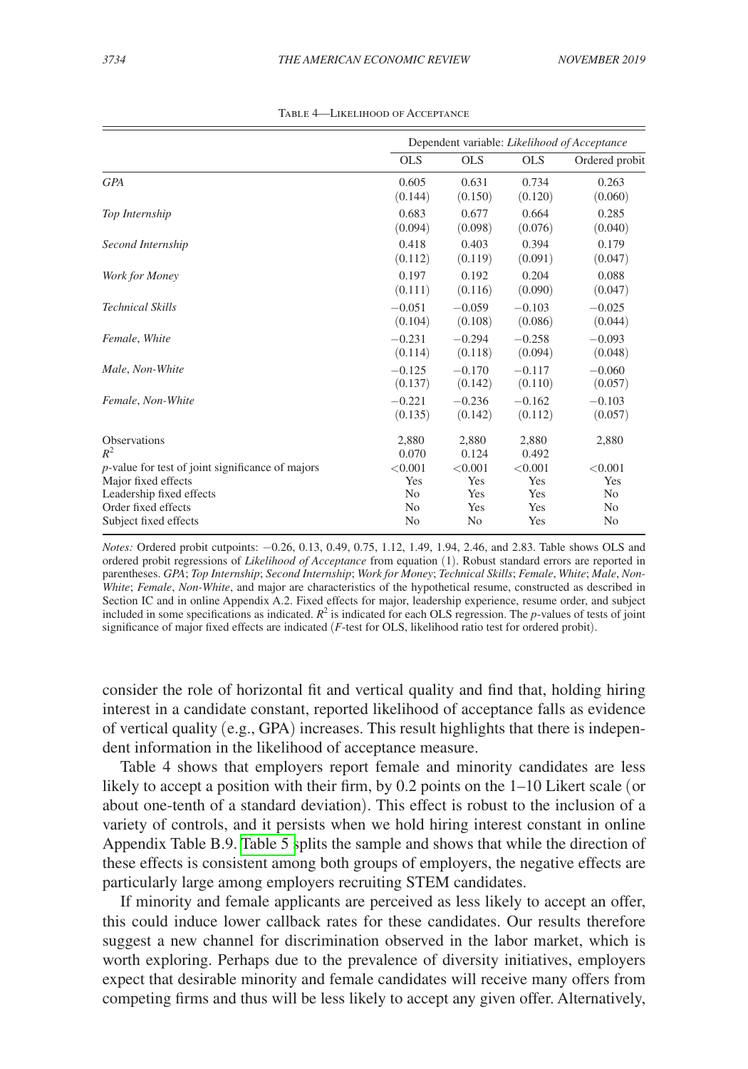Table 4—Likelihood of Acceptance

| | Dependent variable: *Likelihood of Acceptance* | | | |
|---|---|---|---|---|
| | OLS | OLS | OLS | Ordered probit |
| *GPA* | 0.605 | 0.631 | 0.734 | 0.263 |
| | (0.144) | (0.150) | (0.120) | (0.060) |
| *Top Internship* | 0.683 | 0.677 | 0.664 | 0.285 |
| | (0.094) | (0.098) | (0.076) | (0.040) |
| *Second Internship* | 0.418 | 0.403 | 0.394 | 0.179 |
| | (0.112) | (0.119) | (0.091) | (0.047) |
| *Work for Money* | 0.197 | 0.192 | 0.204 | 0.088 |
| | (0.111) | (0.116) | (0.090) | (0.047) |
| *Technical Skills* | −0.051 | −0.059 | −0.103 | −0.025 |
| | (0.104) | (0.108) | (0.086) | (0.044) |
| *Female, White* | −0.231 | −0.294 | −0.258 | −0.093 |
| | (0.114) | (0.118) | (0.094) | (0.048) |
| *Male, Non-White* | −0.125 | −0.170 | −0.117 | −0.060 |
| | (0.137) | (0.142) | (0.110) | (0.057) |
| *Female, Non-White* | −0.221 | −0.236 | −0.162 | −0.103 |
| | (0.135) | (0.142) | (0.112) | (0.057) |
| Observations | 2,880 | 2,880 | 2,880 | 2,880 |
| $R^2$ | 0.070 | 0.124 | 0.492 | |
| $p$-value for test of joint significance of majors | <0.001 | <0.001 | <0.001 | <0.001 |
| Major fixed effects | Yes | Yes | Yes | Yes |
| Leadership fixed effects | No | Yes | Yes | No |
| Order fixed effects | No | Yes | Yes | No |
| Subject fixed effects | No | No | Yes | No |

*Notes:* Ordered probit cutpoints: −0.26, 0.13, 0.49, 0.75, 1.12, 1.49, 1.94, 2.46, and 2.83. Table shows OLS and ordered probit regressions of *Likelihood of Acceptance* from equation (1). Robust standard errors are reported in parentheses. *GPA*; *Top Internship*; *Second Internship*; *Work for Money*; *Technical Skills*; *Female*, *White*; *Male*, *Non-White*; *Female*, *Non-White*, and major are characteristics of the hypothetical resume, constructed as described in Section IC and in online Appendix A.2. Fixed effects for major, leadership experience, resume order, and subject included in some specifications as indicated. $R^2$ is indicated for each OLS regression. The $p$-values of tests of joint significance of major fixed effects are indicated ($F$-test for OLS, likelihood ratio test for ordered probit).

consider the role of horizontal fit and vertical quality and find that, holding hiring interest in a candidate constant, reported likelihood of acceptance falls as evidence of vertical quality (e.g., GPA) increases. This result highlights that there is independent information in the likelihood of acceptance measure.

Table 4 shows that employers report female and minority candidates are less likely to accept a position with their firm, by 0.2 points on the 1–10 Likert scale (or about one-tenth of a standard deviation). This effect is robust to the inclusion of a variety of controls, and it persists when we hold hiring interest constant in online Appendix Table B.9. Table 5 splits the sample and shows that while the direction of these effects is consistent among both groups of employers, the negative effects are particularly large among employers recruiting STEM candidates.

If minority and female applicants are perceived as less likely to accept an offer, this could induce lower callback rates for these candidates. Our results therefore suggest a new channel for discrimination observed in the labor market, which is worth exploring. Perhaps due to the prevalence of diversity initiatives, employers expect that desirable minority and female candidates will receive many offers from competing firms and thus will be less likely to accept any given offer. Alternatively,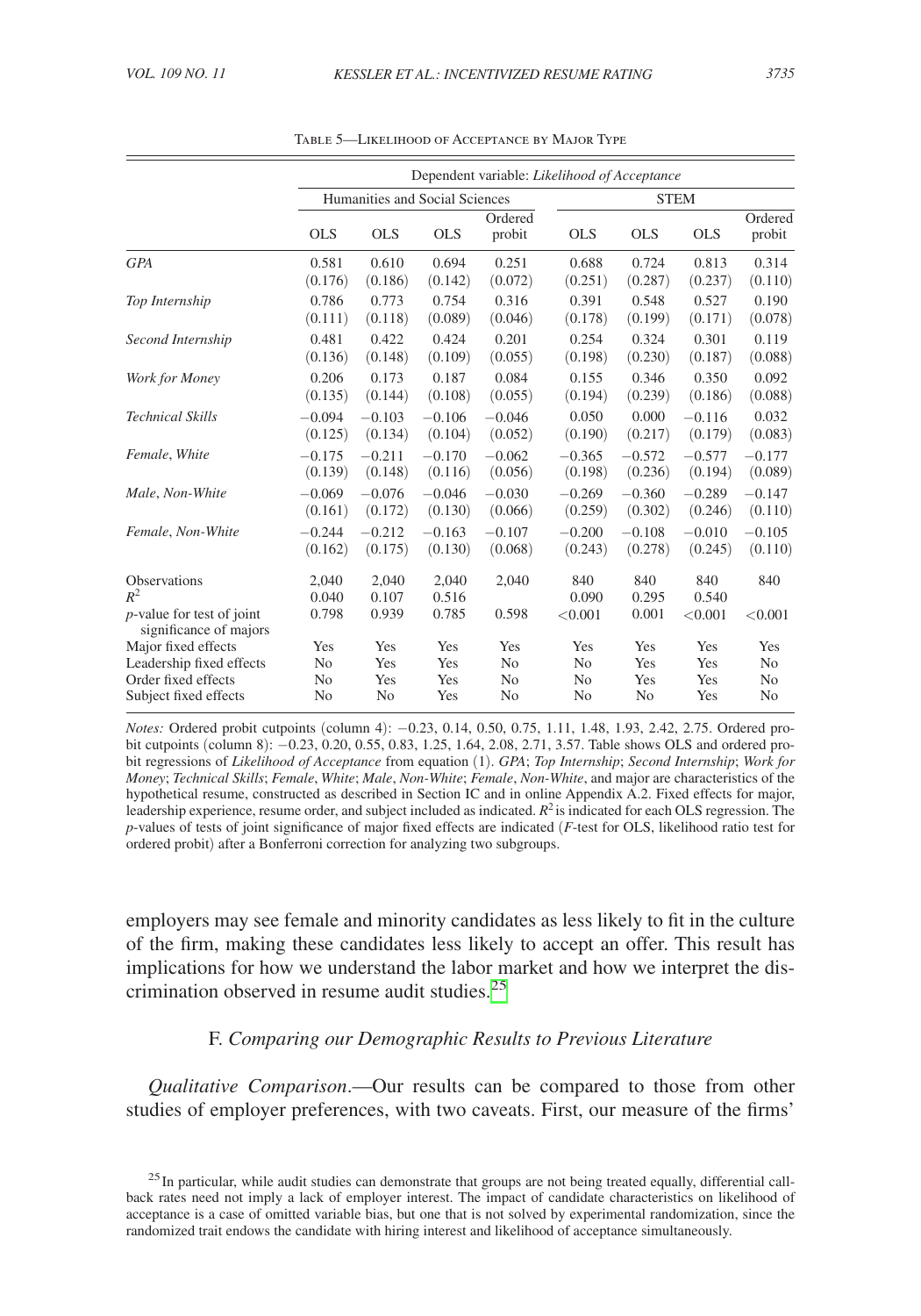Table 5—Likelihood of Acceptance by Major Type

| | Dependent variable: *Likelihood of Acceptance* | | | | | | | |
|---|---|---|---|---|---|---|---|---|
| | Humanities and Social Sciences | | | | STEM | | | |
| | OLS | OLS | OLS | Ordered probit | OLS | OLS | OLS | Ordered probit |
| *GPA* | 0.581 | 0.610 | 0.694 | 0.251 | 0.688 | 0.724 | 0.813 | 0.314 |
| | (0.176) | (0.186) | (0.142) | (0.072) | (0.251) | (0.287) | (0.237) | (0.110) |
| *Top Internship* | 0.786 | 0.773 | 0.754 | 0.316 | 0.391 | 0.548 | 0.527 | 0.190 |
| | (0.111) | (0.118) | (0.089) | (0.046) | (0.178) | (0.199) | (0.171) | (0.078) |
| *Second Internship* | 0.481 | 0.422 | 0.424 | 0.201 | 0.254 | 0.324 | 0.301 | 0.119 |
| | (0.136) | (0.148) | (0.109) | (0.055) | (0.198) | (0.230) | (0.187) | (0.088) |
| *Work for Money* | 0.206 | 0.173 | 0.187 | 0.084 | 0.155 | 0.346 | 0.350 | 0.092 |
| | (0.135) | (0.144) | (0.108) | (0.055) | (0.194) | (0.239) | (0.186) | (0.088) |
| *Technical Skills* | −0.094 | −0.103 | −0.106 | −0.046 | 0.050 | 0.000 | −0.116 | 0.032 |
| | (0.125) | (0.134) | (0.104) | (0.052) | (0.190) | (0.217) | (0.179) | (0.083) |
| *Female, White* | −0.175 | −0.211 | −0.170 | −0.062 | −0.365 | −0.572 | −0.577 | −0.177 |
| | (0.139) | (0.148) | (0.116) | (0.056) | (0.198) | (0.236) | (0.194) | (0.089) |
| *Male, Non-White* | −0.069 | −0.076 | −0.046 | −0.030 | −0.269 | −0.360 | −0.289 | −0.147 |
| | (0.161) | (0.172) | (0.130) | (0.066) | (0.259) | (0.302) | (0.246) | (0.110) |
| *Female, Non-White* | −0.244 | −0.212 | −0.163 | −0.107 | −0.200 | −0.108 | −0.010 | −0.105 |
| | (0.162) | (0.175) | (0.130) | (0.068) | (0.243) | (0.278) | (0.245) | (0.110) |
| Observations | 2,040 | 2,040 | 2,040 | 2,040 | 840 | 840 | 840 | 840 |
| $R^2$ | 0.040 | 0.107 | 0.516 | | 0.090 | 0.295 | 0.540 | |
| $p$-value for test of joint significance of majors | 0.798 | 0.939 | 0.785 | 0.598 | <0.001 | 0.001 | <0.001 | <0.001 |
| Major fixed effects | Yes | Yes | Yes | Yes | Yes | Yes | Yes | Yes |
| Leadership fixed effects | No | Yes | Yes | No | No | Yes | Yes | No |
| Order fixed effects | No | Yes | Yes | No | No | Yes | Yes | No |
| Subject fixed effects | No | No | Yes | No | No | No | Yes | No |

*Notes:* Ordered probit cutpoints (column 4): −0.23, 0.14, 0.50, 0.75, 1.11, 1.48, 1.93, 2.42, 2.75. Ordered probit cutpoints (column 8): −0.23, 0.20, 0.55, 0.83, 1.25, 1.64, 2.08, 2.71, 3.57. Table shows OLS and ordered probit regressions of *Likelihood of Acceptance* from equation (1). *GPA*; *Top Internship*; *Second Internship*; *Work for Money*; *Technical Skills*; *Female*, *White*; *Male*, *Non-White*; *Female*, *Non-White*, and major are characteristics of the hypothetical resume, constructed as described in Section IC and in online Appendix A.2. Fixed effects for major, leadership experience, resume order, and subject included as indicated. $R^2$ is indicated for each OLS regression. The $p$-values of tests of joint significance of major fixed effects are indicated ($F$-test for OLS, likelihood ratio test for ordered probit) after a Bonferroni correction for analyzing two subgroups.

employers may see female and minority candidates as less likely to fit in the culture of the firm, making these candidates less likely to accept an offer. This result has implications for how we understand the labor market and how we interpret the discrimination observed in resume audit studies.[25]

### F. *Comparing our Demographic Results to Previous Literature*

*Qualitative Comparison*.—Our results can be compared to those from other studies of employer preferences, with two caveats. First, our measure of the firms'

[25] In particular, while audit studies can demonstrate that groups are not being treated equally, differential callback rates need not imply a lack of employer interest. The impact of candidate characteristics on likelihood of acceptance is a case of omitted variable bias, but one that is not solved by experimental randomization, since the randomized trait endows the candidate with hiring interest and likelihood of acceptance simultaneously.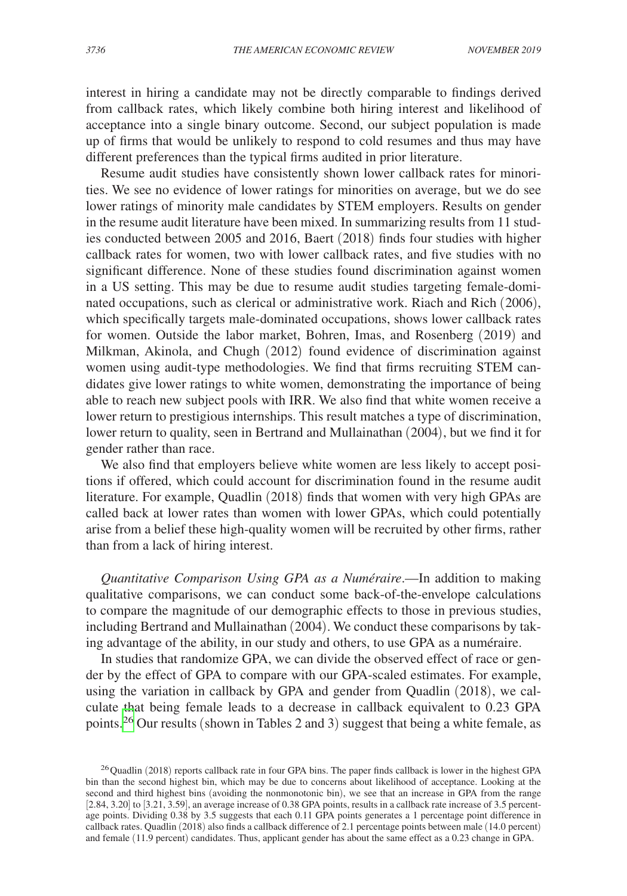interest in hiring a candidate may not be directly comparable to findings derived from callback rates, which likely combine both hiring interest and likelihood of acceptance into a single binary outcome. Second, our subject population is made up of firms that would be unlikely to respond to cold resumes and thus may have different preferences than the typical firms audited in prior literature.

Resume audit studies have consistently shown lower callback rates for minorities. We see no evidence of lower ratings for minorities on average, but we do see lower ratings of minority male candidates by STEM employers. Results on gender in the resume audit literature have been mixed. In summarizing results from 11 studies conducted between 2005 and 2016, Baert (2018) finds four studies with higher callback rates for women, two with lower callback rates, and five studies with no significant difference. None of these studies found discrimination against women in a US setting. This may be due to resume audit studies targeting female-dominated occupations, such as clerical or administrative work. Riach and Rich (2006), which specifically targets male-dominated occupations, shows lower callback rates for women. Outside the labor market, Bohren, Imas, and Rosenberg (2019) and Milkman, Akinola, and Chugh (2012) found evidence of discrimination against women using audit-type methodologies. We find that firms recruiting STEM candidates give lower ratings to white women, demonstrating the importance of being able to reach new subject pools with IRR. We also find that white women receive a lower return to prestigious internships. This result matches a type of discrimination, lower return to quality, seen in Bertrand and Mullainathan (2004), but we find it for gender rather than race.

We also find that employers believe white women are less likely to accept positions if offered, which could account for discrimination found in the resume audit literature. For example, Quadlin (2018) finds that women with very high GPAs are called back at lower rates than women with lower GPAs, which could potentially arise from a belief these high-quality women will be recruited by other firms, rather than from a lack of hiring interest.

*Quantitative Comparison Using GPA as a Numéraire*.—In addition to making qualitative comparisons, we can conduct some back-of-the-envelope calculations to compare the magnitude of our demographic effects to those in previous studies, including Bertrand and Mullainathan (2004). We conduct these comparisons by taking advantage of the ability, in our study and others, to use GPA as a numéraire.

In studies that randomize GPA, we can divide the observed effect of race or gender by the effect of GPA to compare with our GPA-scaled estimates. For example, using the variation in callback by GPA and gender from Quadlin (2018), we calculate that being female leads to a decrease in callback equivalent to 0.23 GPA points.[26] Our results (shown in Tables 2 and 3) suggest that being a white female, as

[26] Quadlin (2018) reports callback rate in four GPA bins. The paper finds callback is lower in the highest GPA bin than the second highest bin, which may be due to concerns about likelihood of acceptance. Looking at the second and third highest bins (avoiding the nonmonotonic bin), we see that an increase in GPA from the range [2.84, 3.20] to [3.21, 3.59], an average increase of 0.38 GPA points, results in a callback rate increase of 3.5 percentage points. Dividing 0.38 by 3.5 suggests that each 0.11 GPA points generates a 1 percentage point difference in callback rates. Quadlin (2018) also finds a callback difference of 2.1 percentage points between male (14.0 percent) and female (11.9 percent) candidates. Thus, applicant gender has about the same effect as a 0.23 change in GPA.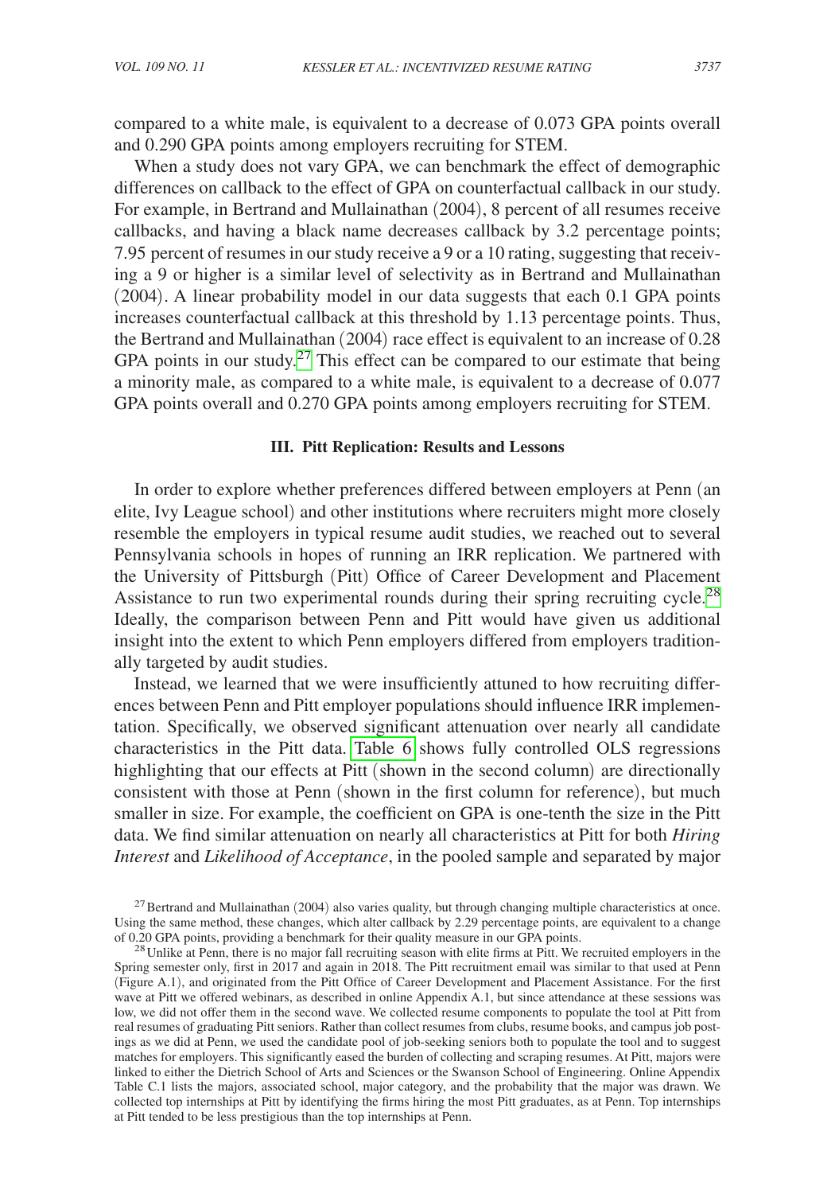compared to a white male, is equivalent to a decrease of 0.073 GPA points overall and 0.290 GPA points among employers recruiting for STEM.

When a study does not vary GPA, we can benchmark the effect of demographic differences on callback to the effect of GPA on counterfactual callback in our study. For example, in Bertrand and Mullainathan (2004), 8 percent of all resumes receive callbacks, and having a black name decreases callback by 3.2 percentage points; 7.95 percent of resumes in our study receive a 9 or a 10 rating, suggesting that receiving a 9 or higher is a similar level of selectivity as in Bertrand and Mullainathan (2004). A linear probability model in our data suggests that each 0.1 GPA points increases counterfactual callback at this threshold by 1.13 percentage points. Thus, the Bertrand and Mullainathan (2004) race effect is equivalent to an increase of 0.28 GPA points in our study.[27] This effect can be compared to our estimate that being a minority male, as compared to a white male, is equivalent to a decrease of 0.077 GPA points overall and 0.270 GPA points among employers recruiting for STEM.

### III. Pitt Replication: Results and Lessons

In order to explore whether preferences differed between employers at Penn (an elite, Ivy League school) and other institutions where recruiters might more closely resemble the employers in typical resume audit studies, we reached out to several Pennsylvania schools in hopes of running an IRR replication. We partnered with the University of Pittsburgh (Pitt) Office of Career Development and Placement Assistance to run two experimental rounds during their spring recruiting cycle.[28] Ideally, the comparison between Penn and Pitt would have given us additional insight into the extent to which Penn employers differed from employers traditionally targeted by audit studies.

Instead, we learned that we were insufficiently attuned to how recruiting differences between Penn and Pitt employer populations should influence IRR implementation. Specifically, we observed significant attenuation over nearly all candidate characteristics in the Pitt data. Table 6 shows fully controlled OLS regressions highlighting that our effects at Pitt (shown in the second column) are directionally consistent with those at Penn (shown in the first column for reference), but much smaller in size. For example, the coefficient on GPA is one-tenth the size in the Pitt data. We find similar attenuation on nearly all characteristics at Pitt for both *Hiring Interest* and *Likelihood of Acceptance*, in the pooled sample and separated by major

[27] Bertrand and Mullainathan (2004) also varies quality, but through changing multiple characteristics at once. Using the same method, these changes, which alter callback by 2.29 percentage points, are equivalent to a change of 0.20 GPA points, providing a benchmark for their quality measure in our GPA points.

[28] Unlike at Penn, there is no major fall recruiting season with elite firms at Pitt. We recruited employers in the Spring semester only, first in 2017 and again in 2018. The Pitt recruitment email was similar to that used at Penn (Figure A.1), and originated from the Pitt Office of Career Development and Placement Assistance. For the first wave at Pitt we offered webinars, as described in online Appendix A.1, but since attendance at these sessions was low, we did not offer them in the second wave. We collected resume components to populate the tool at Pitt from real resumes of graduating Pitt seniors. Rather than collect resumes from clubs, resume books, and campus job postings as we did at Penn, we used the candidate pool of job-seeking seniors both to populate the tool and to suggest matches for employers. This significantly eased the burden of collecting and scraping resumes. At Pitt, majors were linked to either the Dietrich School of Arts and Sciences or the Swanson School of Engineering. Online Appendix Table C.1 lists the majors, associated school, major category, and the probability that the major was drawn. We collected top internships at Pitt by identifying the firms hiring the most Pitt graduates, as at Penn. Top internships at Pitt tended to be less prestigious than the top internships at Penn.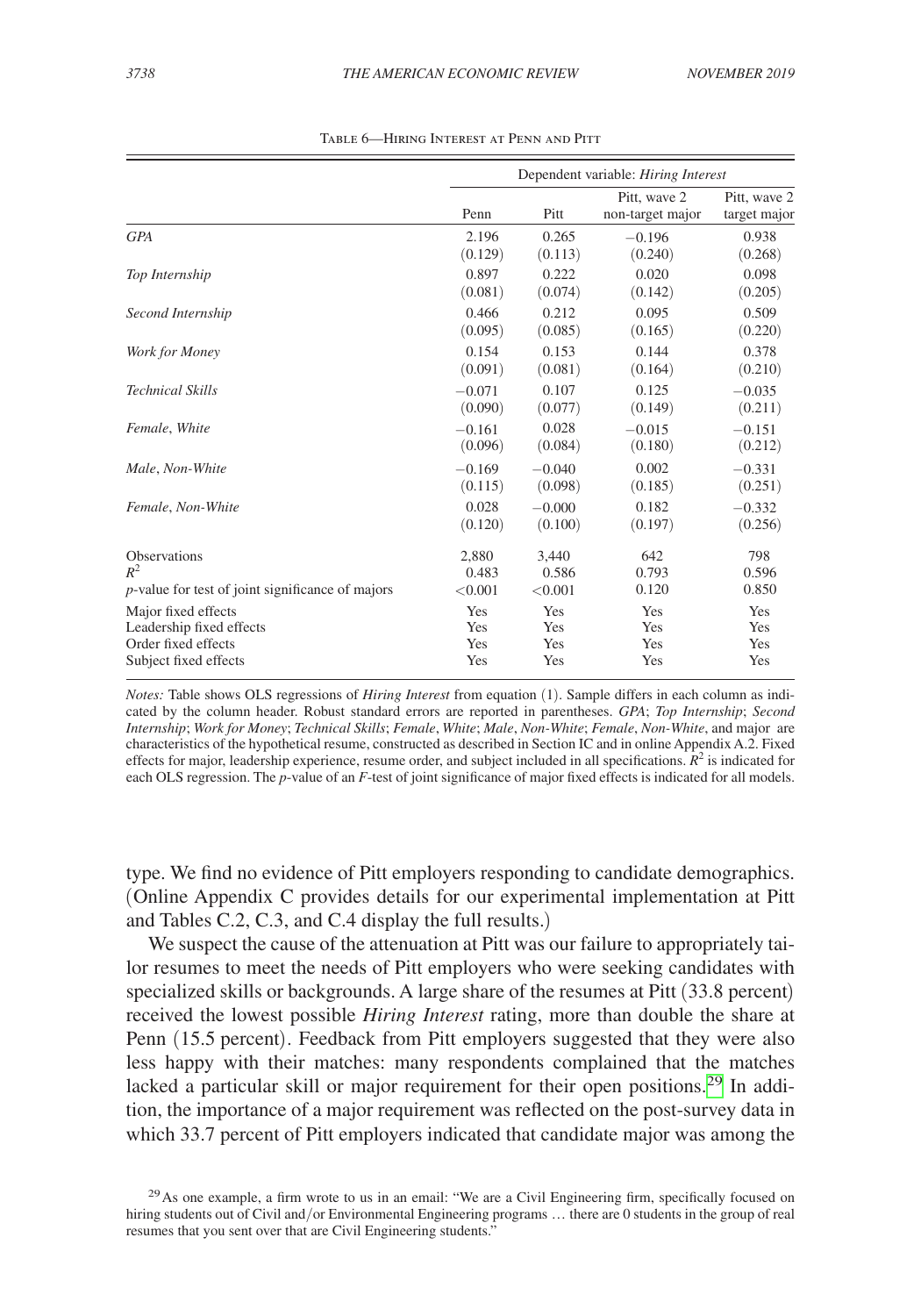Table 6—Hiring Interest at Penn and Pitt

| | Dependent variable: *Hiring Interest* | | | |
|---|---|---|---|---|
| | Penn | Pitt | Pitt, wave 2 non-target major | Pitt, wave 2 target major |
| *GPA* | 2.196 | 0.265 | −0.196 | 0.938 |
| | (0.129) | (0.113) | (0.240) | (0.268) |
| *Top Internship* | 0.897 | 0.222 | 0.020 | 0.098 |
| | (0.081) | (0.074) | (0.142) | (0.205) |
| *Second Internship* | 0.466 | 0.212 | 0.095 | 0.509 |
| | (0.095) | (0.085) | (0.165) | (0.220) |
| *Work for Money* | 0.154 | 0.153 | 0.144 | 0.378 |
| | (0.091) | (0.081) | (0.164) | (0.210) |
| *Technical Skills* | −0.071 | 0.107 | 0.125 | −0.035 |
| | (0.090) | (0.077) | (0.149) | (0.211) |
| *Female*, *White* | −0.161 | 0.028 | −0.015 | −0.151 |
| | (0.096) | (0.084) | (0.180) | (0.212) |
| *Male*, *Non-White* | −0.169 | −0.040 | 0.002 | −0.331 |
| | (0.115) | (0.098) | (0.185) | (0.251) |
| *Female*, *Non-White* | 0.028 | −0.000 | 0.182 | −0.332 |
| | (0.120) | (0.100) | (0.197) | (0.256) |
| Observations | 2,880 | 3,440 | 642 | 798 |
| $R^2$ | 0.483 | 0.586 | 0.793 | 0.596 |
| $p$-value for test of joint significance of majors | <0.001 | <0.001 | 0.120 | 0.850 |
| Major fixed effects | Yes | Yes | Yes | Yes |
| Leadership fixed effects | Yes | Yes | Yes | Yes |
| Order fixed effects | Yes | Yes | Yes | Yes |
| Subject fixed effects | Yes | Yes | Yes | Yes |

*Notes:* Table shows OLS regressions of *Hiring Interest* from equation (1). Sample differs in each column as indicated by the column header. Robust standard errors are reported in parentheses. *GPA*; *Top Internship*; *Second Internship*; *Work for Money*; *Technical Skills*; *Female*, *White*; *Male*, *Non-White*; *Female*, *Non-White*, and major are characteristics of the hypothetical resume, constructed as described in Section IC and in online Appendix A.2. Fixed effects for major, leadership experience, resume order, and subject included in all specifications. $R^2$ is indicated for each OLS regression. The $p$-value of an $F$-test of joint significance of major fixed effects is indicated for all models.

type. We find no evidence of Pitt employers responding to candidate demographics. (Online Appendix C provides details for our experimental implementation at Pitt and Tables C.2, C.3, and C.4 display the full results.)

We suspect the cause of the attenuation at Pitt was our failure to appropriately tailor resumes to meet the needs of Pitt employers who were seeking candidates with specialized skills or backgrounds. A large share of the resumes at Pitt (33.8 percent) received the lowest possible *Hiring Interest* rating, more than double the share at Penn (15.5 percent). Feedback from Pitt employers suggested that they were also less happy with their matches: many respondents complained that the matches lacked a particular skill or major requirement for their open positions.[29] In addition, the importance of a major requirement was reflected on the post-survey data in which 33.7 percent of Pitt employers indicated that candidate major was among the

[29] As one example, a firm wrote to us in an email: "We are a Civil Engineering firm, specifically focused on hiring students out of Civil and/or Environmental Engineering programs … there are 0 students in the group of real resumes that you sent over that are Civil Engineering students."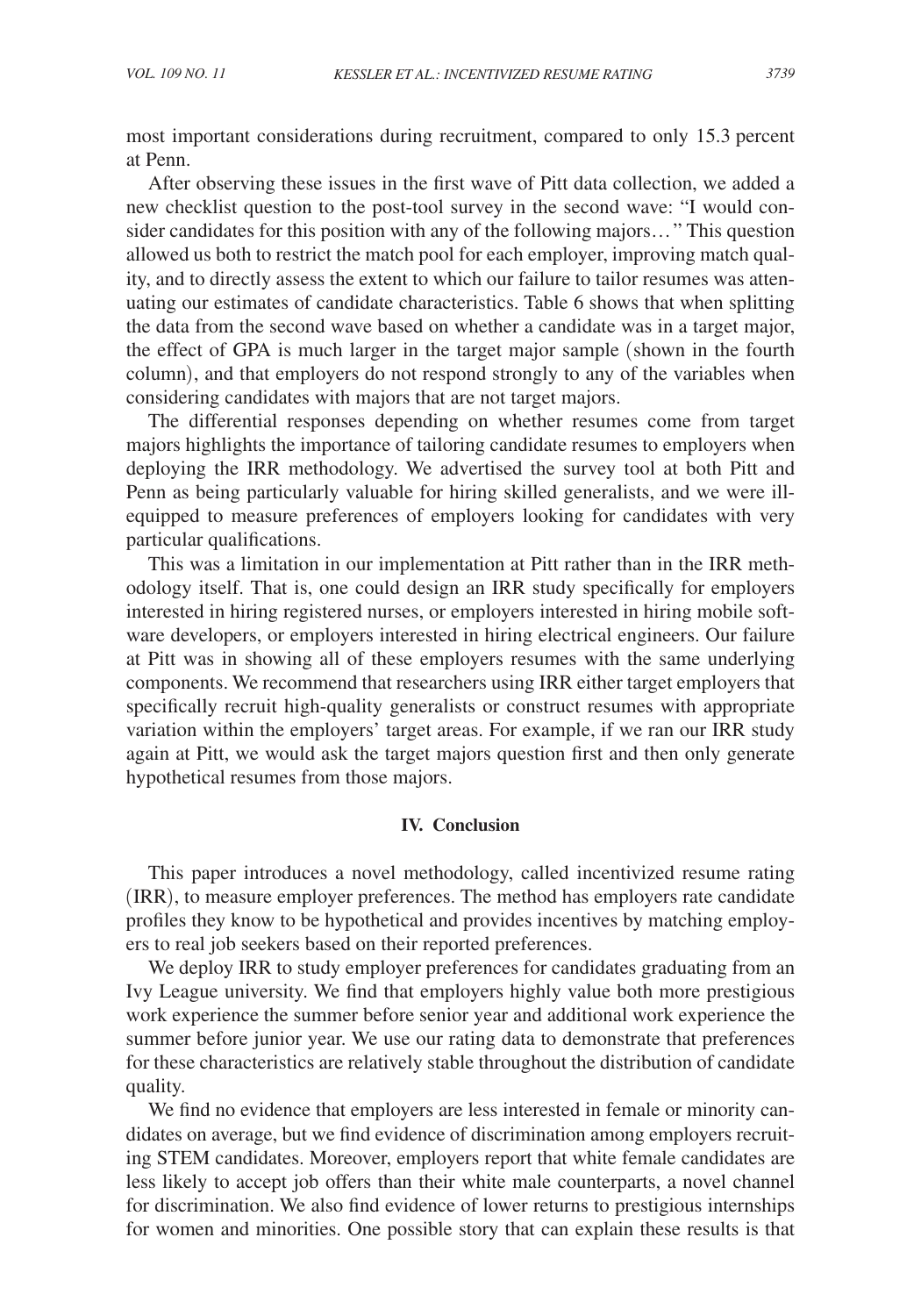most important considerations during recruitment, compared to only 15.3 percent at Penn.

After observing these issues in the first wave of Pitt data collection, we added a new checklist question to the post-tool survey in the second wave: "I would consider candidates for this position with any of the following majors…" This question allowed us both to restrict the match pool for each employer, improving match quality, and to directly assess the extent to which our failure to tailor resumes was attenuating our estimates of candidate characteristics. Table 6 shows that when splitting the data from the second wave based on whether a candidate was in a target major, the effect of GPA is much larger in the target major sample (shown in the fourth column), and that employers do not respond strongly to any of the variables when considering candidates with majors that are not target majors.

The differential responses depending on whether resumes come from target majors highlights the importance of tailoring candidate resumes to employers when deploying the IRR methodology. We advertised the survey tool at both Pitt and Penn as being particularly valuable for hiring skilled generalists, and we were ill-equipped to measure preferences of employers looking for candidates with very particular qualifications.

This was a limitation in our implementation at Pitt rather than in the IRR methodology itself. That is, one could design an IRR study specifically for employers interested in hiring registered nurses, or employers interested in hiring mobile software developers, or employers interested in hiring electrical engineers. Our failure at Pitt was in showing all of these employers resumes with the same underlying components. We recommend that researchers using IRR either target employers that specifically recruit high-quality generalists or construct resumes with appropriate variation within the employers' target areas. For example, if we ran our IRR study again at Pitt, we would ask the target majors question first and then only generate hypothetical resumes from those majors.

## IV. Conclusion

This paper introduces a novel methodology, called incentivized resume rating (IRR), to measure employer preferences. The method has employers rate candidate profiles they know to be hypothetical and provides incentives by matching employers to real job seekers based on their reported preferences.

We deploy IRR to study employer preferences for candidates graduating from an Ivy League university. We find that employers highly value both more prestigious work experience the summer before senior year and additional work experience the summer before junior year. We use our rating data to demonstrate that preferences for these characteristics are relatively stable throughout the distribution of candidate quality.

We find no evidence that employers are less interested in female or minority candidates on average, but we find evidence of discrimination among employers recruiting STEM candidates. Moreover, employers report that white female candidates are less likely to accept job offers than their white male counterparts, a novel channel for discrimination. We also find evidence of lower returns to prestigious internships for women and minorities. One possible story that can explain these results is that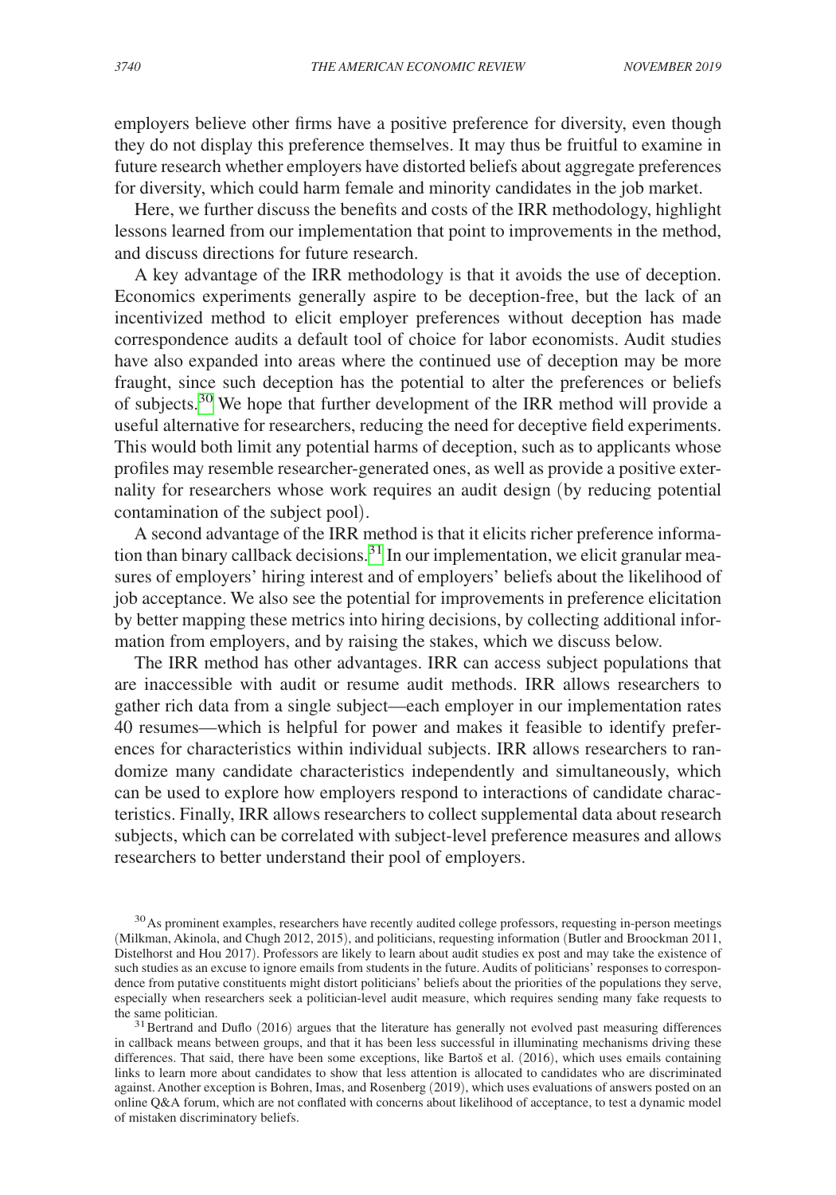employers believe other firms have a positive preference for diversity, even though they do not display this preference themselves. It may thus be fruitful to examine in future research whether employers have distorted beliefs about aggregate preferences for diversity, which could harm female and minority candidates in the job market.

Here, we further discuss the benefits and costs of the IRR methodology, highlight lessons learned from our implementation that point to improvements in the method, and discuss directions for future research.

A key advantage of the IRR methodology is that it avoids the use of deception. Economics experiments generally aspire to be deception-free, but the lack of an incentivized method to elicit employer preferences without deception has made correspondence audits a default tool of choice for labor economists. Audit studies have also expanded into areas where the continued use of deception may be more fraught, since such deception has the potential to alter the preferences or beliefs of subjects.[30] We hope that further development of the IRR method will provide a useful alternative for researchers, reducing the need for deceptive field experiments. This would both limit any potential harms of deception, such as to applicants whose profiles may resemble researcher-generated ones, as well as provide a positive externality for researchers whose work requires an audit design (by reducing potential contamination of the subject pool).

A second advantage of the IRR method is that it elicits richer preference information than binary callback decisions.[31] In our implementation, we elicit granular measures of employers' hiring interest and of employers' beliefs about the likelihood of job acceptance. We also see the potential for improvements in preference elicitation by better mapping these metrics into hiring decisions, by collecting additional information from employers, and by raising the stakes, which we discuss below.

The IRR method has other advantages. IRR can access subject populations that are inaccessible with audit or resume audit methods. IRR allows researchers to gather rich data from a single subject—each employer in our implementation rates 40 resumes—which is helpful for power and makes it feasible to identify preferences for characteristics within individual subjects. IRR allows researchers to randomize many candidate characteristics independently and simultaneously, which can be used to explore how employers respond to interactions of candidate characteristics. Finally, IRR allows researchers to collect supplemental data about research subjects, which can be correlated with subject-level preference measures and allows researchers to better understand their pool of employers.

[30] As prominent examples, researchers have recently audited college professors, requesting in-person meetings (Milkman, Akinola, and Chugh 2012, 2015), and politicians, requesting information (Butler and Broockman 2011, Distelhorst and Hou 2017). Professors are likely to learn about audit studies ex post and may take the existence of such studies as an excuse to ignore emails from students in the future. Audits of politicians' responses to correspondence from putative constituents might distort politicians' beliefs about the priorities of the populations they serve, especially when researchers seek a politician-level audit measure, which requires sending many fake requests to the same politician.

[31] Bertrand and Duflo (2016) argues that the literature has generally not evolved past measuring differences in callback means between groups, and that it has been less successful in illuminating mechanisms driving these differences. That said, there have been some exceptions, like Bartoš et al. (2016), which uses emails containing links to learn more about candidates to show that less attention is allocated to candidates who are discriminated against. Another exception is Bohren, Imas, and Rosenberg (2019), which uses evaluations of answers posted on an online Q&A forum, which are not conflated with concerns about likelihood of acceptance, to test a dynamic model of mistaken discriminatory beliefs.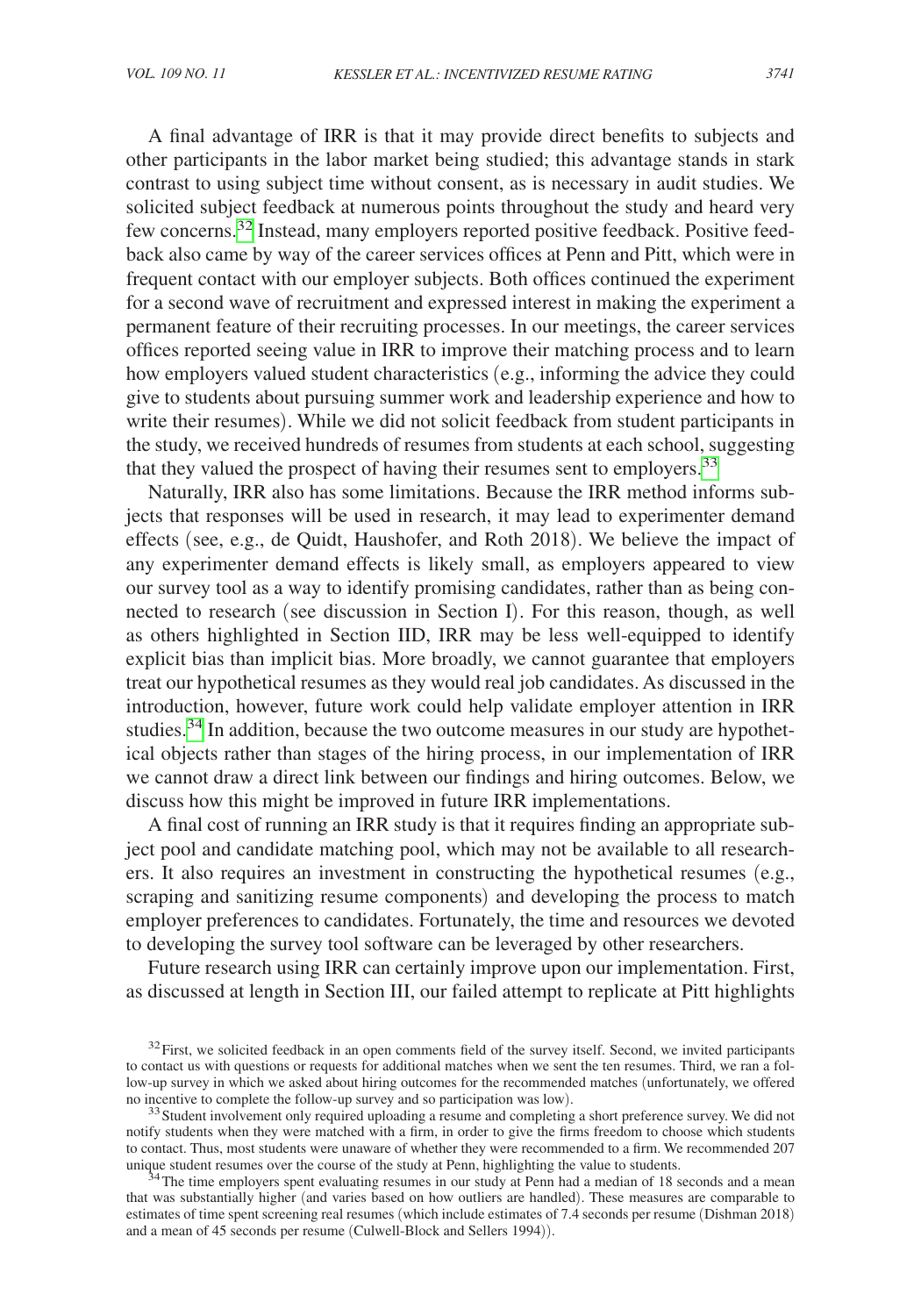A final advantage of IRR is that it may provide direct benefits to subjects and other participants in the labor market being studied; this advantage stands in stark contrast to using subject time without consent, as is necessary in audit studies. We solicited subject feedback at numerous points throughout the study and heard very few concerns.[32] Instead, many employers reported positive feedback. Positive feedback also came by way of the career services offices at Penn and Pitt, which were in frequent contact with our employer subjects. Both offices continued the experiment for a second wave of recruitment and expressed interest in making the experiment a permanent feature of their recruiting processes. In our meetings, the career services offices reported seeing value in IRR to improve their matching process and to learn how employers valued student characteristics (e.g., informing the advice they could give to students about pursuing summer work and leadership experience and how to write their resumes). While we did not solicit feedback from student participants in the study, we received hundreds of resumes from students at each school, suggesting that they valued the prospect of having their resumes sent to employers.[33]

Naturally, IRR also has some limitations. Because the IRR method informs subjects that responses will be used in research, it may lead to experimenter demand effects (see, e.g., de Quidt, Haushofer, and Roth 2018). We believe the impact of any experimenter demand effects is likely small, as employers appeared to view our survey tool as a way to identify promising candidates, rather than as being connected to research (see discussion in Section I). For this reason, though, as well as others highlighted in Section IID, IRR may be less well-equipped to identify explicit bias than implicit bias. More broadly, we cannot guarantee that employers treat our hypothetical resumes as they would real job candidates. As discussed in the introduction, however, future work could help validate employer attention in IRR studies.[34] In addition, because the two outcome measures in our study are hypothetical objects rather than stages of the hiring process, in our implementation of IRR we cannot draw a direct link between our findings and hiring outcomes. Below, we discuss how this might be improved in future IRR implementations.

A final cost of running an IRR study is that it requires finding an appropriate subject pool and candidate matching pool, which may not be available to all researchers. It also requires an investment in constructing the hypothetical resumes (e.g., scraping and sanitizing resume components) and developing the process to match employer preferences to candidates. Fortunately, the time and resources we devoted to developing the survey tool software can be leveraged by other researchers.

Future research using IRR can certainly improve upon our implementation. First, as discussed at length in Section III, our failed attempt to replicate at Pitt highlights

[32] First, we solicited feedback in an open comments field of the survey itself. Second, we invited participants to contact us with questions or requests for additional matches when we sent the ten resumes. Third, we ran a follow-up survey in which we asked about hiring outcomes for the recommended matches (unfortunately, we offered no incentive to complete the follow-up survey and so participation was low).

[33] Student involvement only required uploading a resume and completing a short preference survey. We did not notify students when they were matched with a firm, in order to give the firms freedom to choose which students to contact. Thus, most students were unaware of whether they were recommended to a firm. We recommended 207 unique student resumes over the course of the study at Penn, highlighting the value to students.

[34] The time employers spent evaluating resumes in our study at Penn had a median of 18 seconds and a mean that was substantially higher (and varies based on how outliers are handled). These measures are comparable to estimates of time spent screening real resumes (which include estimates of 7.4 seconds per resume (Dishman 2018) and a mean of 45 seconds per resume (Culwell-Block and Sellers 1994)).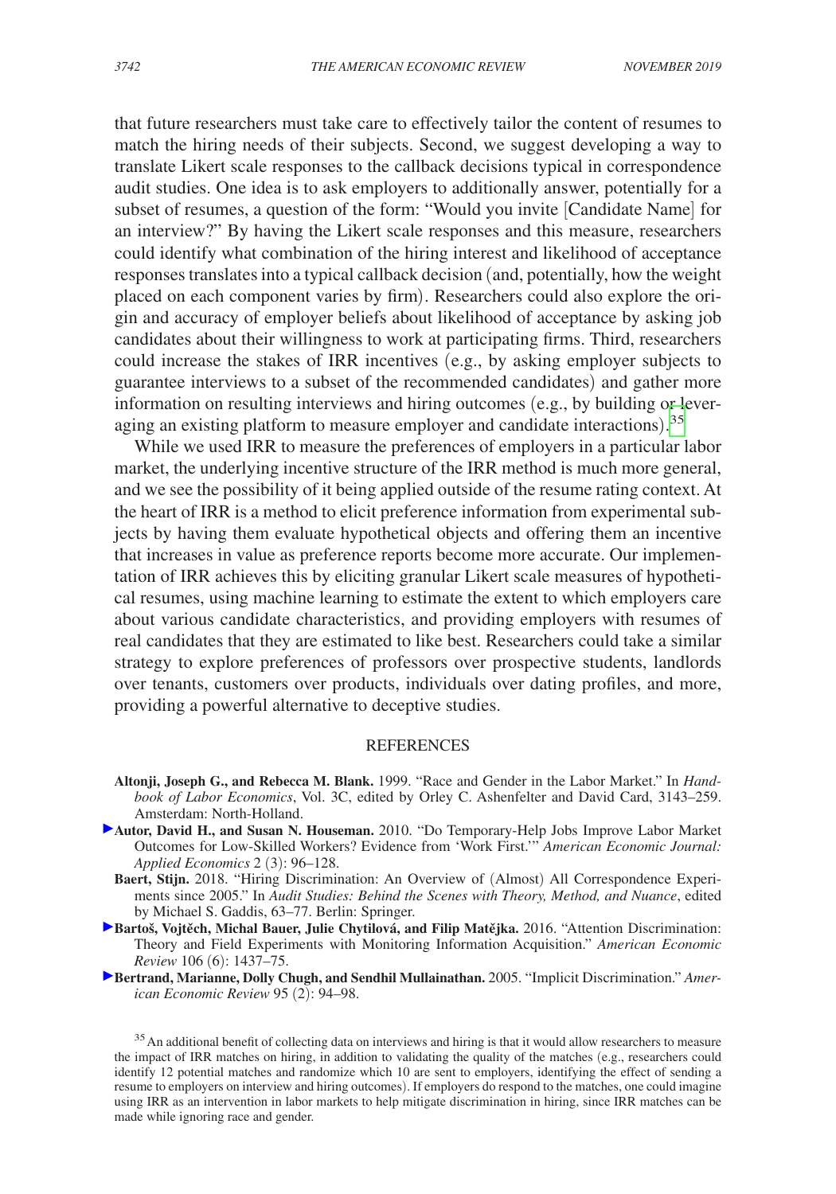that future researchers must take care to effectively tailor the content of resumes to match the hiring needs of their subjects. Second, we suggest developing a way to translate Likert scale responses to the callback decisions typical in correspondence audit studies. One idea is to ask employers to additionally answer, potentially for a subset of resumes, a question of the form: "Would you invite [Candidate Name] for an interview?" By having the Likert scale responses and this measure, researchers could identify what combination of the hiring interest and likelihood of acceptance responses translates into a typical callback decision (and, potentially, how the weight placed on each component varies by firm). Researchers could also explore the origin and accuracy of employer beliefs about likelihood of acceptance by asking job candidates about their willingness to work at participating firms. Third, researchers could increase the stakes of IRR incentives (e.g., by asking employer subjects to guarantee interviews to a subset of the recommended candidates) and gather more information on resulting interviews and hiring outcomes (e.g., by building or leveraging an existing platform to measure employer and candidate interactions).[35]

While we used IRR to measure the preferences of employers in a particular labor market, the underlying incentive structure of the IRR method is much more general, and we see the possibility of it being applied outside of the resume rating context. At the heart of IRR is a method to elicit preference information from experimental subjects by having them evaluate hypothetical objects and offering them an incentive that increases in value as preference reports become more accurate. Our implementation of IRR achieves this by eliciting granular Likert scale measures of hypothetical resumes, using machine learning to estimate the extent to which employers care about various candidate characteristics, and providing employers with resumes of real candidates that they are estimated to like best. Researchers could take a similar strategy to explore preferences of professors over prospective students, landlords over tenants, customers over products, individuals over dating profiles, and more, providing a powerful alternative to deceptive studies.

## REFERENCES

**Altonji, Joseph G., and Rebecca M. Blank.** 1999. "Race and Gender in the Labor Market." In *Handbook of Labor Economics*, Vol. 3C, edited by Orley C. Ashenfelter and David Card, 3143–259. Amsterdam: North-Holland.

**Autor, David H., and Susan N. Houseman.** 2010. "Do Temporary-Help Jobs Improve Labor Market Outcomes for Low-Skilled Workers? Evidence from 'Work First.'" *American Economic Journal: Applied Economics* 2 (3): 96–128.

**Baert, Stijn.** 2018. "Hiring Discrimination: An Overview of (Almost) All Correspondence Experiments since 2005." In *Audit Studies: Behind the Scenes with Theory, Method, and Nuance*, edited by Michael S. Gaddis, 63–77. Berlin: Springer.

**Bartoš, Vojtěch, Michal Bauer, Julie Chytilová, and Filip Matějka.** 2016. "Attention Discrimination: Theory and Field Experiments with Monitoring Information Acquisition." *American Economic Review* 106 (6): 1437–75.

**Bertrand, Marianne, Dolly Chugh, and Sendhil Mullainathan.** 2005. "Implicit Discrimination." *American Economic Review* 95 (2): 94–98.

[35] An additional benefit of collecting data on interviews and hiring is that it would allow researchers to measure the impact of IRR matches on hiring, in addition to validating the quality of the matches (e.g., researchers could identify 12 potential matches and randomize which 10 are sent to employers, identifying the effect of sending a resume to employers on interview and hiring outcomes). If employers do respond to the matches, one could imagine using IRR as an intervention in labor markets to help mitigate discrimination in hiring, since IRR matches can be made while ignoring race and gender.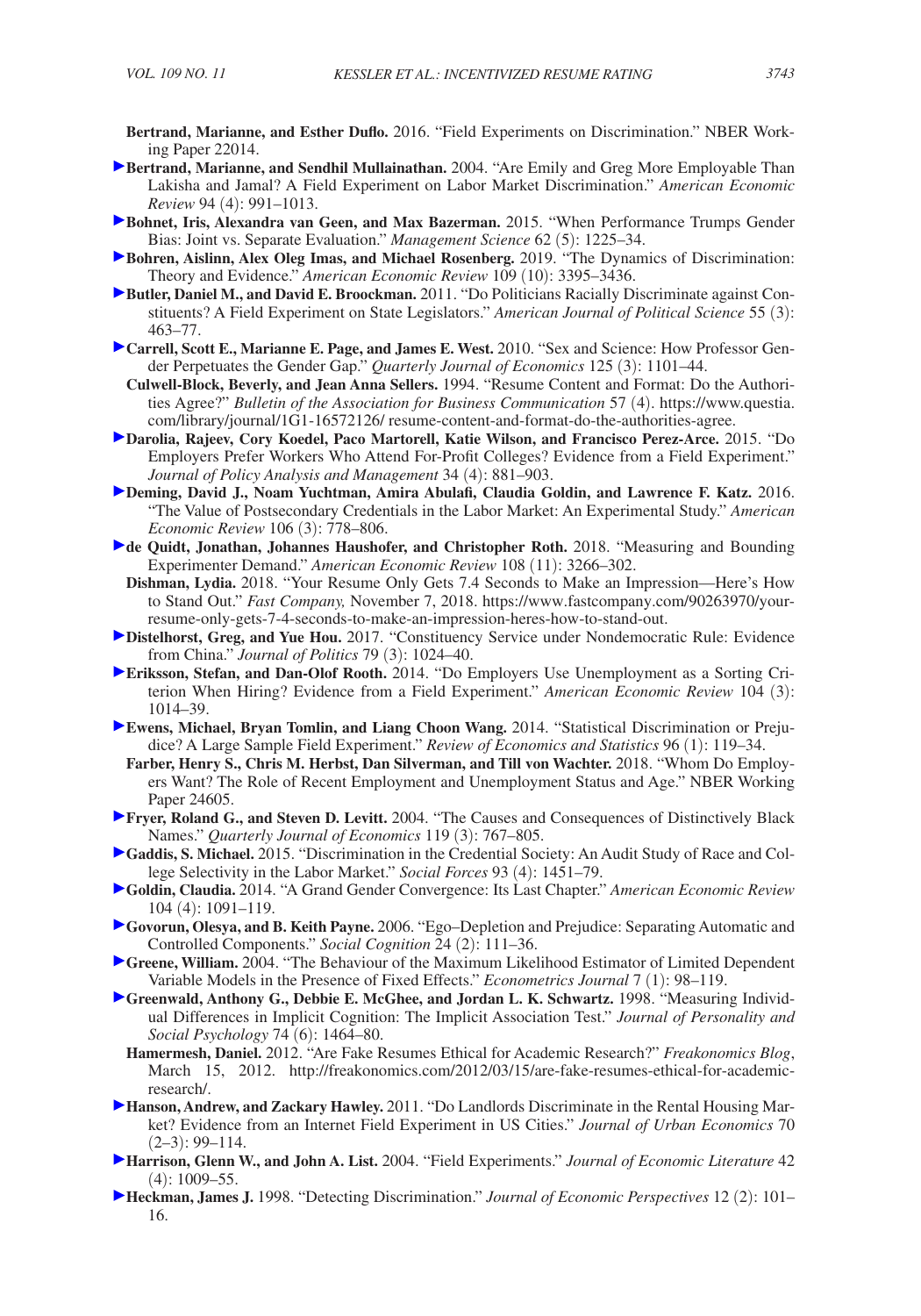**Bertrand, Marianne, and Esther Duflo.** 2016. "Field Experiments on Discrimination." NBER Working Paper 22014.

**Bertrand, Marianne, and Sendhil Mullainathan.** 2004. "Are Emily and Greg More Employable Than Lakisha and Jamal? A Field Experiment on Labor Market Discrimination." *American Economic Review* 94 (4): 991–1013.

**Bohnet, Iris, Alexandra van Geen, and Max Bazerman.** 2015. "When Performance Trumps Gender Bias: Joint vs. Separate Evaluation." *Management Science* 62 (5): 1225–34.

**Bohren, Aislinn, Alex Oleg Imas, and Michael Rosenberg.** 2019. "The Dynamics of Discrimination: Theory and Evidence." *American Economic Review* 109 (10): 3395–3436.

**Butler, Daniel M., and David E. Broockman.** 2011. "Do Politicians Racially Discriminate against Constituents? A Field Experiment on State Legislators." *American Journal of Political Science* 55 (3): 463–77.

**Carrell, Scott E., Marianne E. Page, and James E. West.** 2010. "Sex and Science: How Professor Gender Perpetuates the Gender Gap." *Quarterly Journal of Economics* 125 (3): 1101–44.

**Culwell-Block, Beverly, and Jean Anna Sellers.** 1994. "Resume Content and Format: Do the Authorities Agree?" *Bulletin of the Association for Business Communication* 57 (4). https://www.questia.com/library/journal/1G1-16572126/ resume-content-and-format-do-the-authorities-agree.

**Darolia, Rajeev, Cory Koedel, Paco Martorell, Katie Wilson, and Francisco Perez-Arce.** 2015. "Do Employers Prefer Workers Who Attend For-Profit Colleges? Evidence from a Field Experiment." *Journal of Policy Analysis and Management* 34 (4): 881–903.

**Deming, David J., Noam Yuchtman, Amira Abulafi, Claudia Goldin, and Lawrence F. Katz.** 2016. "The Value of Postsecondary Credentials in the Labor Market: An Experimental Study." *American Economic Review* 106 (3): 778–806.

**de Quidt, Jonathan, Johannes Haushofer, and Christopher Roth.** 2018. "Measuring and Bounding Experimenter Demand." *American Economic Review* 108 (11): 3266–302.

**Dishman, Lydia.** 2018. "Your Resume Only Gets 7.4 Seconds to Make an Impression—Here's How to Stand Out." *Fast Company,* November 7, 2018. https://www.fastcompany.com/90263970/your-resume-only-gets-7-4-seconds-to-make-an-impression-heres-how-to-stand-out.

**Distelhorst, Greg, and Yue Hou.** 2017. "Constituency Service under Nondemocratic Rule: Evidence from China." *Journal of Politics* 79 (3): 1024–40.

**Eriksson, Stefan, and Dan-Olof Rooth.** 2014. "Do Employers Use Unemployment as a Sorting Criterion When Hiring? Evidence from a Field Experiment." *American Economic Review* 104 (3): 1014–39.

**Ewens, Michael, Bryan Tomlin, and Liang Choon Wang.** 2014. "Statistical Discrimination or Prejudice? A Large Sample Field Experiment." *Review of Economics and Statistics* 96 (1): 119–34.

**Farber, Henry S., Chris M. Herbst, Dan Silverman, and Till von Wachter.** 2018. "Whom Do Employers Want? The Role of Recent Employment and Unemployment Status and Age." NBER Working Paper 24605.

**Fryer, Roland G., and Steven D. Levitt.** 2004. "The Causes and Consequences of Distinctively Black Names." *Quarterly Journal of Economics* 119 (3): 767–805.

**Gaddis, S. Michael.** 2015. "Discrimination in the Credential Society: An Audit Study of Race and College Selectivity in the Labor Market." *Social Forces* 93 (4): 1451–79.

**Goldin, Claudia.** 2014. "A Grand Gender Convergence: Its Last Chapter." *American Economic Review* 104 (4): 1091–119.

**Govorun, Olesya, and B. Keith Payne.** 2006. "Ego–Depletion and Prejudice: Separating Automatic and Controlled Components." *Social Cognition* 24 (2): 111–36.

**Greene, William.** 2004. "The Behaviour of the Maximum Likelihood Estimator of Limited Dependent Variable Models in the Presence of Fixed Effects." *Econometrics Journal* 7 (1): 98–119.

**Greenwald, Anthony G., Debbie E. McGhee, and Jordan L. K. Schwartz.** 1998. "Measuring Individual Differences in Implicit Cognition: The Implicit Association Test." *Journal of Personality and Social Psychology* 74 (6): 1464–80.

**Hamermesh, Daniel.** 2012. "Are Fake Resumes Ethical for Academic Research?" *Freakonomics Blog*, March 15, 2012. http://freakonomics.com/2012/03/15/are-fake-resumes-ethical-for-academic-research/.

**Hanson, Andrew, and Zackary Hawley.** 2011. "Do Landlords Discriminate in the Rental Housing Market? Evidence from an Internet Field Experiment in US Cities." *Journal of Urban Economics* 70 (2–3): 99–114.

**Harrison, Glenn W., and John A. List.** 2004. "Field Experiments." *Journal of Economic Literature* 42 (4): 1009–55.

**Heckman, James J.** 1998. "Detecting Discrimination." *Journal of Economic Perspectives* 12 (2): 101–16.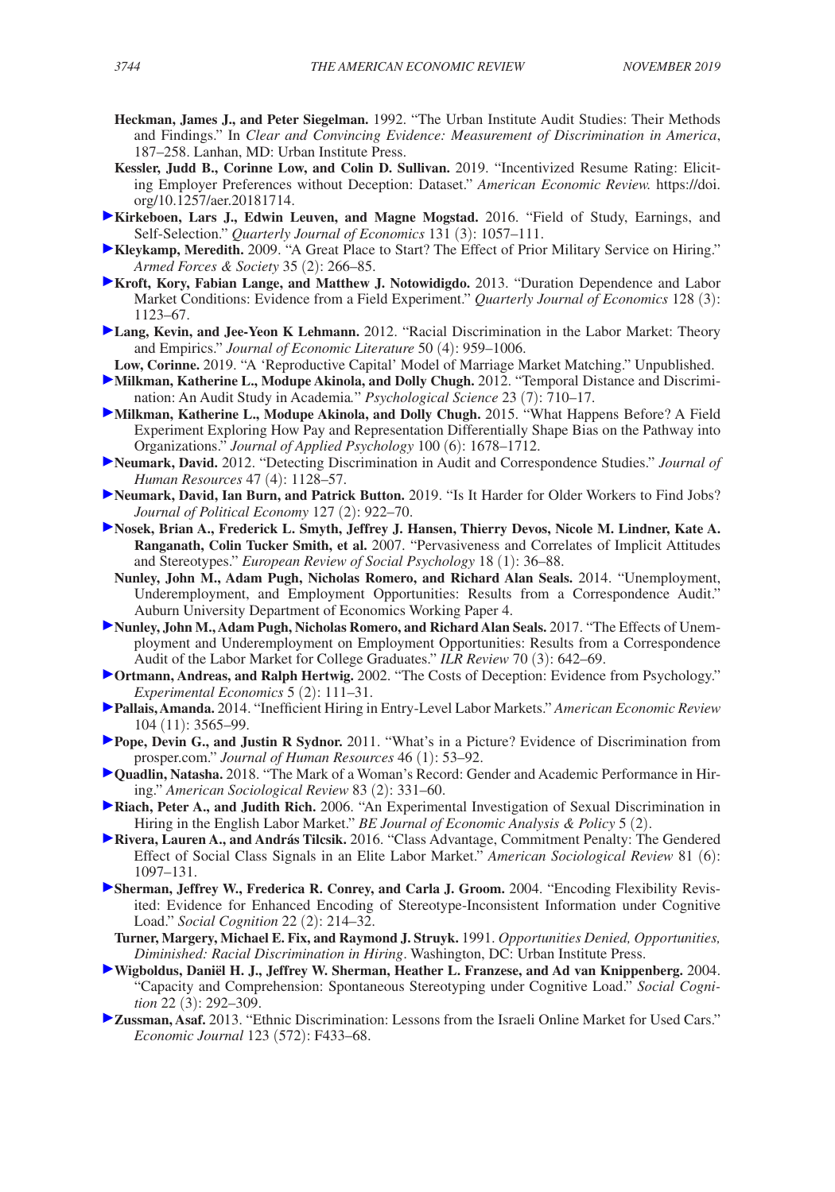**Heckman, James J., and Peter Siegelman.** 1992. "The Urban Institute Audit Studies: Their Methods and Findings." In *Clear and Convincing Evidence: Measurement of Discrimination in America*, 187–258. Lanhan, MD: Urban Institute Press.

**Kessler, Judd B., Corinne Low, and Colin D. Sullivan.** 2019. "Incentivized Resume Rating: Eliciting Employer Preferences without Deception: Dataset." *American Economic Review.* https://doi.org/10.1257/aer.20181714.

**Kirkeboen, Lars J., Edwin Leuven, and Magne Mogstad.** 2016. "Field of Study, Earnings, and Self-Selection." *Quarterly Journal of Economics* 131 (3): 1057–111.

**Kleykamp, Meredith.** 2009. "A Great Place to Start? The Effect of Prior Military Service on Hiring." *Armed Forces & Society* 35 (2): 266–85.

**Kroft, Kory, Fabian Lange, and Matthew J. Notowidigdo.** 2013. "Duration Dependence and Labor Market Conditions: Evidence from a Field Experiment." *Quarterly Journal of Economics* 128 (3): 1123–67.

**Lang, Kevin, and Jee-Yeon K Lehmann.** 2012. "Racial Discrimination in the Labor Market: Theory and Empirics." *Journal of Economic Literature* 50 (4): 959–1006.

**Low, Corinne.** 2019. "A 'Reproductive Capital' Model of Marriage Market Matching." Unpublished.

**Milkman, Katherine L., Modupe Akinola, and Dolly Chugh.** 2012. "Temporal Distance and Discrimination: An Audit Study in Academia." *Psychological Science* 23 (7): 710–17.

**Milkman, Katherine L., Modupe Akinola, and Dolly Chugh.** 2015. "What Happens Before? A Field Experiment Exploring How Pay and Representation Differentially Shape Bias on the Pathway into Organizations." *Journal of Applied Psychology* 100 (6): 1678–1712.

**Neumark, David.** 2012. "Detecting Discrimination in Audit and Correspondence Studies." *Journal of Human Resources* 47 (4): 1128–57.

**Neumark, David, Ian Burn, and Patrick Button.** 2019. "Is It Harder for Older Workers to Find Jobs? *Journal of Political Economy* 127 (2): 922–70.

**Nosek, Brian A., Frederick L. Smyth, Jeffrey J. Hansen, Thierry Devos, Nicole M. Lindner, Kate A. Ranganath, Colin Tucker Smith, et al.** 2007. "Pervasiveness and Correlates of Implicit Attitudes and Stereotypes." *European Review of Social Psychology* 18 (1): 36–88.

**Nunley, John M., Adam Pugh, Nicholas Romero, and Richard Alan Seals.** 2014. "Unemployment, Underemployment, and Employment Opportunities: Results from a Correspondence Audit." Auburn University Department of Economics Working Paper 4.

**Nunley, John M., Adam Pugh, Nicholas Romero, and Richard Alan Seals.** 2017. "The Effects of Unemployment and Underemployment on Employment Opportunities: Results from a Correspondence Audit of the Labor Market for College Graduates." *ILR Review* 70 (3): 642–69.

**Ortmann, Andreas, and Ralph Hertwig.** 2002. "The Costs of Deception: Evidence from Psychology." *Experimental Economics* 5 (2): 111–31.

**Pallais, Amanda.** 2014. "Inefficient Hiring in Entry-Level Labor Markets." *American Economic Review* 104 (11): 3565–99.

**Pope, Devin G., and Justin R Sydnor.** 2011. "What's in a Picture? Evidence of Discrimination from prosper.com." *Journal of Human Resources* 46 (1): 53–92.

**Quadlin, Natasha.** 2018. "The Mark of a Woman's Record: Gender and Academic Performance in Hiring." *American Sociological Review* 83 (2): 331–60.

**Riach, Peter A., and Judith Rich.** 2006. "An Experimental Investigation of Sexual Discrimination in Hiring in the English Labor Market." *BE Journal of Economic Analysis & Policy* 5 (2).

**Rivera, Lauren A., and András Tilcsik.** 2016. "Class Advantage, Commitment Penalty: The Gendered Effect of Social Class Signals in an Elite Labor Market." *American Sociological Review* 81 (6): 1097–131.

**Sherman, Jeffrey W., Frederica R. Conrey, and Carla J. Groom.** 2004. "Encoding Flexibility Revisited: Evidence for Enhanced Encoding of Stereotype-Inconsistent Information under Cognitive Load." *Social Cognition* 22 (2): 214–32.

**Turner, Margery, Michael E. Fix, and Raymond J. Struyk.** 1991. *Opportunities Denied, Opportunities, Diminished: Racial Discrimination in Hiring*. Washington, DC: Urban Institute Press.

**Wigboldus, Daniël H. J., Jeffrey W. Sherman, Heather L. Franzese, and Ad van Knippenberg.** 2004. "Capacity and Comprehension: Spontaneous Stereotyping under Cognitive Load." *Social Cognition* 22 (3): 292–309.

**Zussman, Asaf.** 2013. "Ethnic Discrimination: Lessons from the Israeli Online Market for Used Cars." *Economic Journal* 123 (572): F433–68.